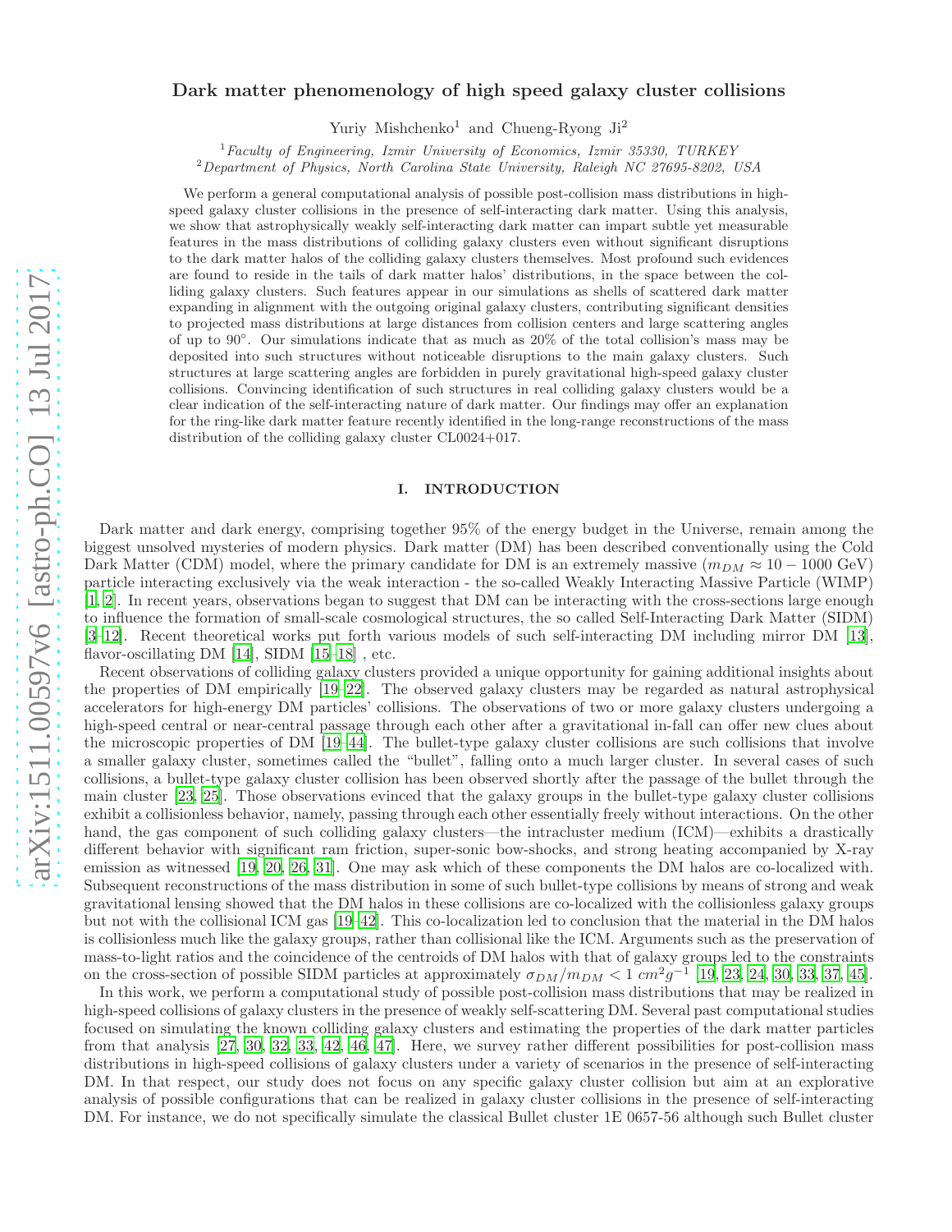# Dark matter phenomenology of high speed galaxy cluster collisions

Yuriy Mishchenko[1] and Chueng-Ryong Ji[2]

[1] *Faculty of Engineering, Izmir University of Economics, Izmir 35330, TURKEY*
[2] *Department of Physics, North Carolina State University, Raleigh NC 27695-8202, USA*

We perform a general computational analysis of possible post-collision mass distributions in high-speed galaxy cluster collisions in the presence of self-interacting dark matter. Using this analysis, we show that astrophysically weakly self-interacting dark matter can impart subtle yet measurable features in the mass distributions of colliding galaxy clusters even without significant disruptions to the dark matter halos of the colliding galaxy clusters themselves. Most profound such evidences are found to reside in the tails of dark matter halos' distributions, in the space between the colliding galaxy clusters. Such features appear in our simulations as shells of scattered dark matter expanding in alignment with the outgoing original galaxy clusters, contributing significant densities to projected mass distributions at large distances from collision centers and large scattering angles of up to 90°. Our simulations indicate that as much as 20% of the total collision's mass may be deposited into such structures without noticeable disruptions to the main galaxy clusters. Such structures at large scattering angles are forbidden in purely gravitational high-speed galaxy cluster collisions. Convincing identification of such structures in real colliding galaxy clusters would be a clear indication of the self-interacting nature of dark matter. Our findings may offer an explanation for the ring-like dark matter feature recently identified in the long-range reconstructions of the mass distribution of the colliding galaxy cluster CL0024+017.

## I. INTRODUCTION

Dark matter and dark energy, comprising together 95% of the energy budget in the Universe, remain among the biggest unsolved mysteries of modern physics. Dark matter (DM) has been described conventionally using the Cold Dark Matter (CDM) model, where the primary candidate for DM is an extremely massive ($m_{DM} \approx 10 - 1000$ GeV) particle interacting exclusively via the weak interaction - the so-called Weakly Interacting Massive Particle (WIMP) [1, 2]. In recent years, observations began to suggest that DM can be interacting with the cross-sections large enough to influence the formation of small-scale cosmological structures, the so called Self-Interacting Dark Matter (SIDM) [3–12]. Recent theoretical works put forth various models of such self-interacting DM including mirror DM [13], flavor-oscillating DM [14], SIDM [15–18] , etc.

Recent observations of colliding galaxy clusters provided a unique opportunity for gaining additional insights about the properties of DM empirically [19–22]. The observed galaxy clusters may be regarded as natural astrophysical accelerators for high-energy DM particles' collisions. The observations of two or more galaxy clusters undergoing a high-speed central or near-central passage through each other after a gravitational in-fall can offer new clues about the microscopic properties of DM [19–44]. The bullet-type galaxy cluster collisions are such collisions that involve a smaller galaxy cluster, sometimes called the "bullet", falling onto a much larger cluster. In several cases of such collisions, a bullet-type galaxy cluster collision has been observed shortly after the passage of the bullet through the main cluster [23, 25]. Those observations evinced that the galaxy groups in the bullet-type galaxy cluster collisions exhibit a collisionless behavior, namely, passing through each other essentially freely without interactions. On the other hand, the gas component of such colliding galaxy clusters—the intracluster medium (ICM)—exhibits a drastically different behavior with significant ram friction, super-sonic bow-shocks, and strong heating accompanied by X-ray emission as witnessed [19, 20, 26, 31]. One may ask which of these components the DM halos are co-localized with. Subsequent reconstructions of the mass distribution in some of such bullet-type collisions by means of strong and weak gravitational lensing showed that the DM halos in these collisions are co-localized with the collisionless galaxy groups but not with the collisional ICM gas [19–42]. This co-localization led to conclusion that the material in the DM halos is collisionless much like the galaxy groups, rather than collisional like the ICM. Arguments such as the preservation of mass-to-light ratios and the coincidence of the centroids of DM halos with that of galaxy groups led to the constraints on the cross-section of possible SIDM particles at approximately $\sigma_{DM}/m_{DM} < 1\ cm^2g^{-1}$ [19, 23, 24, 30, 33, 37, 45].

In this work, we perform a computational study of possible post-collision mass distributions that may be realized in high-speed collisions of galaxy clusters in the presence of weakly self-scattering DM. Several past computational studies focused on simulating the known colliding galaxy clusters and estimating the properties of the dark matter particles from that analysis [27, 30, 32, 33, 42, 46, 47]. Here, we survey rather different possibilities for post-collision mass distributions in high-speed collisions of galaxy clusters under a variety of scenarios in the presence of self-interacting DM. In that respect, our study does not focus on any specific galaxy cluster collision but aim at an explorative analysis of possible configurations that can be realized in galaxy cluster collisions in the presence of self-interacting DM. For instance, we do not specifically simulate the classical Bullet cluster 1E 0657-56 although such Bullet cluster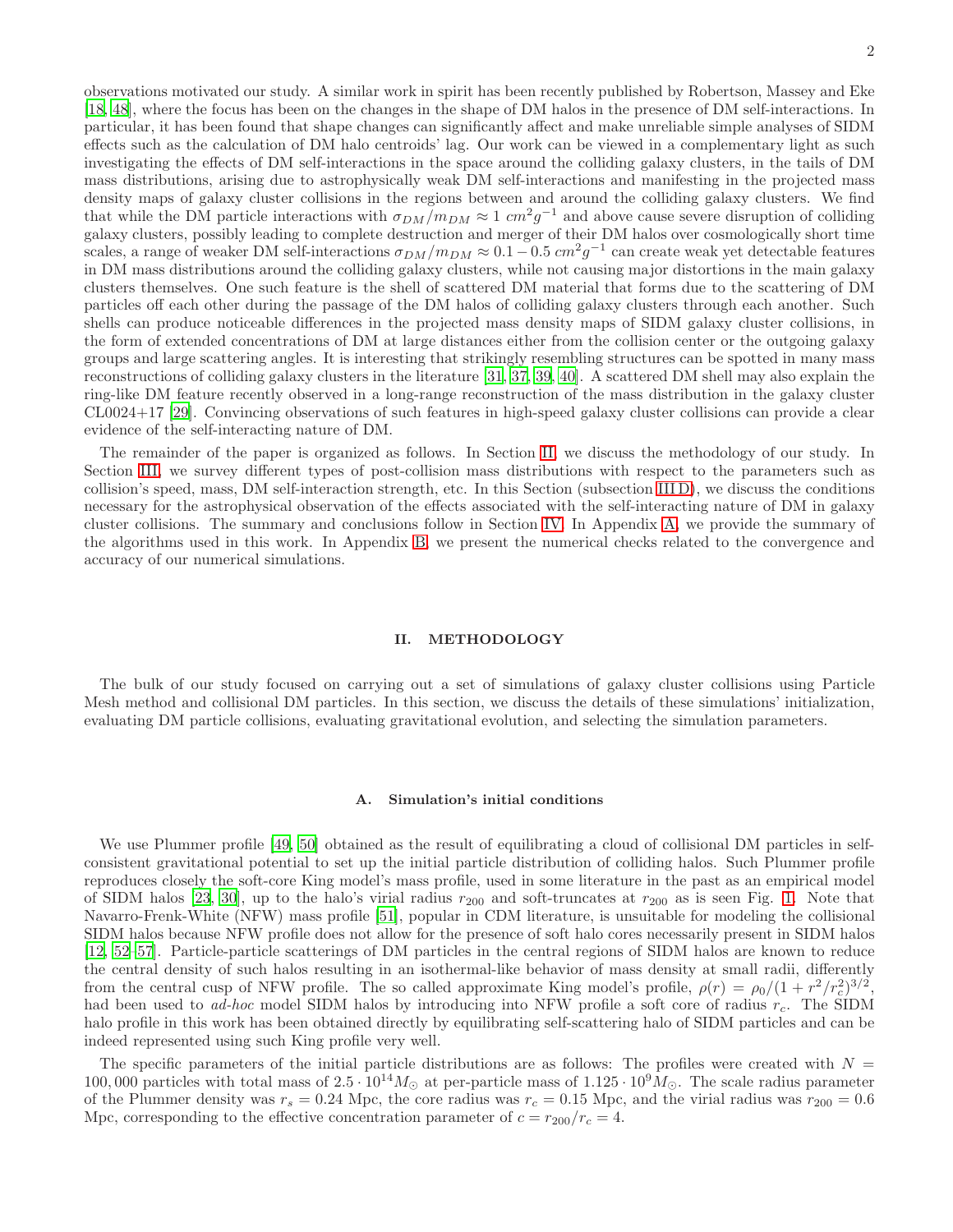observations motivated our study. A similar work in spirit has been recently published by Robertson, Massey and Eke [18, 48], where the focus has been on the changes in the shape of DM halos in the presence of DM self-interactions. In particular, it has been found that shape changes can significantly affect and make unreliable simple analyses of SIDM effects such as the calculation of DM halo centroids' lag. Our work can be viewed in a complementary light as such investigating the effects of DM self-interactions in the space around the colliding galaxy clusters, in the tails of DM mass distributions, arising due to astrophysically weak DM self-interactions and manifesting in the projected mass density maps of galaxy cluster collisions in the regions between and around the colliding galaxy clusters. We find that while the DM particle interactions with $\sigma_{DM}/m_{DM} \approx 1\ cm^2g^{-1}$ and above cause severe disruption of colliding galaxy clusters, possibly leading to complete destruction and merger of their DM halos over cosmologically short time scales, a range of weaker DM self-interactions $\sigma_{DM}/m_{DM} \approx 0.1 - 0.5\ cm^2g^{-1}$ can create weak yet detectable features in DM mass distributions around the colliding galaxy clusters, while not causing major distortions in the main galaxy clusters themselves. One such feature is the shell of scattered DM material that forms due to the scattering of DM particles off each other during the passage of the DM halos of colliding galaxy clusters through each another. Such shells can produce noticeable differences in the projected mass density maps of SIDM galaxy cluster collisions, in the form of extended concentrations of DM at large distances either from the collision center or the outgoing galaxy groups and large scattering angles. It is interesting that strikingly resembling structures can be spotted in many mass reconstructions of colliding galaxy clusters in the literature [31, 37, 39, 40]. A scattered DM shell may also explain the ring-like DM feature recently observed in a long-range reconstruction of the mass distribution in the galaxy cluster CL0024+17 [29]. Convincing observations of such features in high-speed galaxy cluster collisions can provide a clear evidence of the self-interacting nature of DM.

The remainder of the paper is organized as follows. In Section II, we discuss the methodology of our study. In Section III, we survey different types of post-collision mass distributions with respect to the parameters such as collision's speed, mass, DM self-interaction strength, etc. In this Section (subsection III D), we discuss the conditions necessary for the astrophysical observation of the effects associated with the self-interacting nature of DM in galaxy cluster collisions. The summary and conclusions follow in Section IV. In Appendix A, we provide the summary of the algorithms used in this work. In Appendix B, we present the numerical checks related to the convergence and accuracy of our numerical simulations.

## II. METHODOLOGY

The bulk of our study focused on carrying out a set of simulations of galaxy cluster collisions using Particle Mesh method and collisional DM particles. In this section, we discuss the details of these simulations' initialization, evaluating DM particle collisions, evaluating gravitational evolution, and selecting the simulation parameters.

### A. Simulation's initial conditions

We use Plummer profile [49, 50] obtained as the result of equilibrating a cloud of collisional DM particles in self-consistent gravitational potential to set up the initial particle distribution of colliding halos. Such Plummer profile reproduces closely the soft-core King model's mass profile, used in some literature in the past as an empirical model of SIDM halos [23, 30], up to the halo's virial radius $r_{200}$ and soft-truncates at $r_{200}$ as is seen Fig. 1. Note that Navarro-Frenk-White (NFW) mass profile [51], popular in CDM literature, is unsuitable for modeling the collisional SIDM halos because NFW profile does not allow for the presence of soft halo cores necessarily present in SIDM halos [12, 52–57]. Particle-particle scatterings of DM particles in the central regions of SIDM halos are known to reduce the central density of such halos resulting in an isothermal-like behavior of mass density at small radii, differently from the central cusp of NFW profile. The so called approximate King model's profile, $\rho(r) = \rho_0/(1 + r^2/r_c^2)^{3/2}$, had been used to *ad-hoc* model SIDM halos by introducing into NFW profile a soft core of radius $r_c$. The SIDM halo profile in this work has been obtained directly by equilibrating self-scattering halo of SIDM particles and can be indeed represented using such King profile very well.

The specific parameters of the initial particle distributions are as follows: The profiles were created with $N = 100,000$ particles with total mass of $2.5 \cdot 10^{14} M_\odot$ at per-particle mass of $1.125 \cdot 10^9 M_\odot$. The scale radius parameter of the Plummer density was $r_s = 0.24$ Mpc, the core radius was $r_c = 0.15$ Mpc, and the virial radius was $r_{200} = 0.6$ Mpc, corresponding to the effective concentration parameter of $c = r_{200}/r_c = 4$.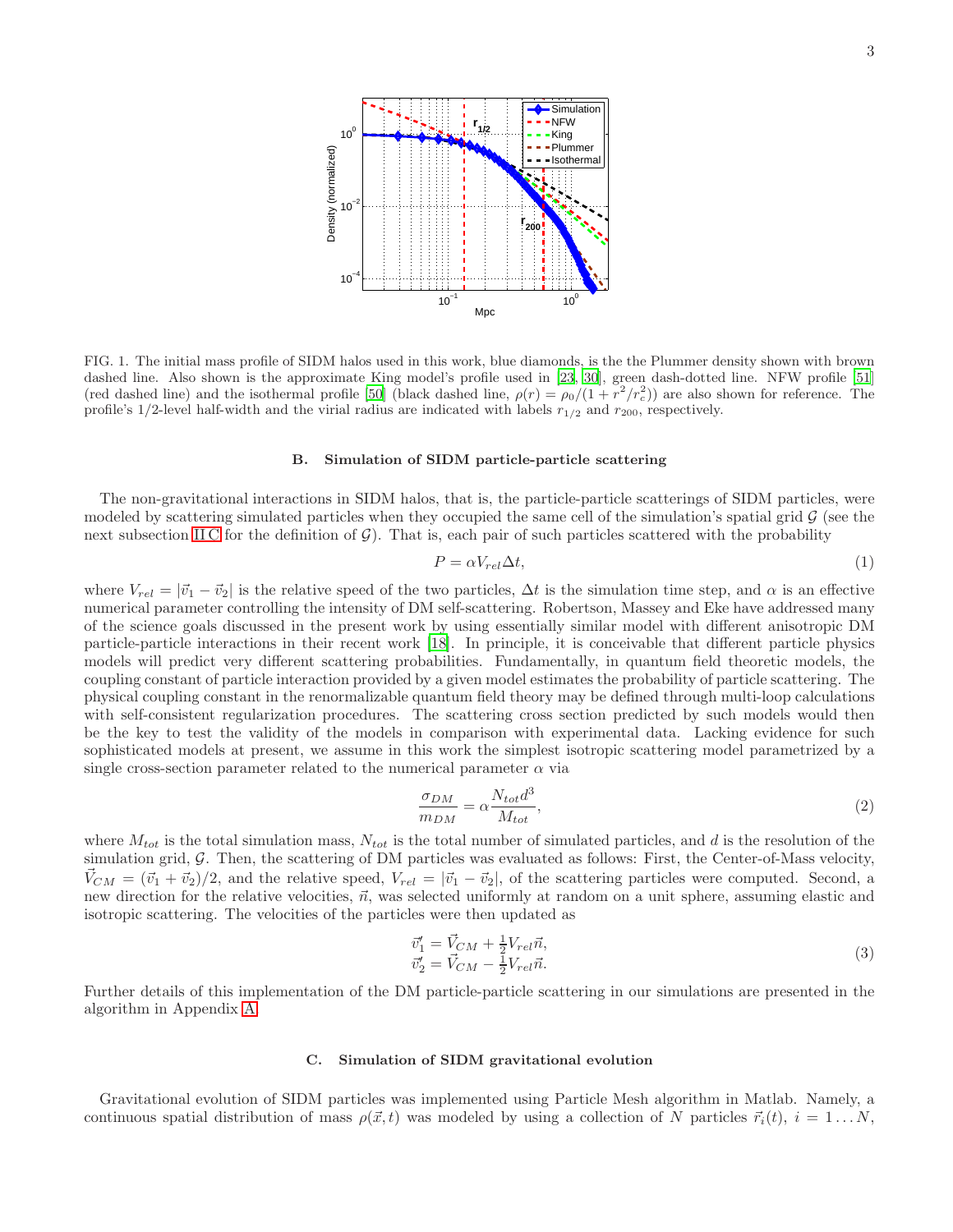FIG. 1. The initial mass profile of SIDM halos used in this work, blue diamonds, is the the Plummer density shown with brown dashed line. Also shown is the approximate King model's profile used in [23, 30], green dash-dotted line. NFW profile [51] (red dashed line) and the isothermal profile [50] (black dashed line, $\rho(r) = \rho_0/(1 + r^2/r_c^2)$) are also shown for reference. The profile's 1/2-level half-width and the virial radius are indicated with labels $r_{1/2}$ and $r_{200}$, respectively.

### B. Simulation of SIDM particle-particle scattering

The non-gravitational interactions in SIDM halos, that is, the particle-particle scatterings of SIDM particles, were modeled by scattering simulated particles when they occupied the same cell of the simulation's spatial grid $\mathcal{G}$ (see the next subsection II C for the definition of $\mathcal{G}$). That is, each pair of such particles scattered with the probability

$$P = \alpha V_{rel} \Delta t, \tag{1}$$

where $V_{rel} = |\vec{v}_1 - \vec{v}_2|$ is the relative speed of the two particles, $\Delta t$ is the simulation time step, and $\alpha$ is an effective numerical parameter controlling the intensity of DM self-scattering. Robertson, Massey and Eke have addressed many of the science goals discussed in the present work by using essentially similar model with different anisotropic DM particle-particle interactions in their recent work [18]. In principle, it is conceivable that different particle physics models will predict very different scattering probabilities. Fundamentally, in quantum field theoretic models, the coupling constant of particle interaction provided by a given model estimates the probability of particle scattering. The physical coupling constant in the renormalizable quantum field theory may be defined through multi-loop calculations with self-consistent regularization procedures. The scattering cross section predicted by such models would then be the key to test the validity of the models in comparison with experimental data. Lacking evidence for such sophisticated models at present, we assume in this work the simplest isotropic scattering model parametrized by a single cross-section parameter related to the numerical parameter $\alpha$ via

$$\frac{\sigma_{DM}}{m_{DM}} = \alpha \frac{N_{tot} d^3}{M_{tot}}, \tag{2}$$

where $M_{tot}$ is the total simulation mass, $N_{tot}$ is the total number of simulated particles, and $d$ is the resolution of the simulation grid, $\mathcal{G}$. Then, the scattering of DM particles was evaluated as follows: First, the Center-of-Mass velocity, $\vec{V}_{CM} = (\vec{v}_1 + \vec{v}_2)/2$, and the relative speed, $V_{rel} = |\vec{v}_1 - \vec{v}_2|$, of the scattering particles were computed. Second, a new direction for the relative velocities, $\vec{n}$, was selected uniformly at random on a unit sphere, assuming elastic and isotropic scattering. The velocities of the particles were then updated as

$$\begin{aligned} \vec{v}_1' &= \vec{V}_{CM} + \tfrac{1}{2} V_{rel} \vec{n}, \\ \vec{v}_2' &= \vec{V}_{CM} - \tfrac{1}{2} V_{rel} \vec{n}. \end{aligned} \tag{3}$$

Further details of this implementation of the DM particle-particle scattering in our simulations are presented in the algorithm in Appendix A.

### C. Simulation of SIDM gravitational evolution

Gravitational evolution of SIDM particles was implemented using Particle Mesh algorithm in Matlab. Namely, a continuous spatial distribution of mass $\rho(\vec{x}, t)$ was modeled by using a collection of $N$ particles $\vec{r}_i(t)$, $i = 1 \ldots N$,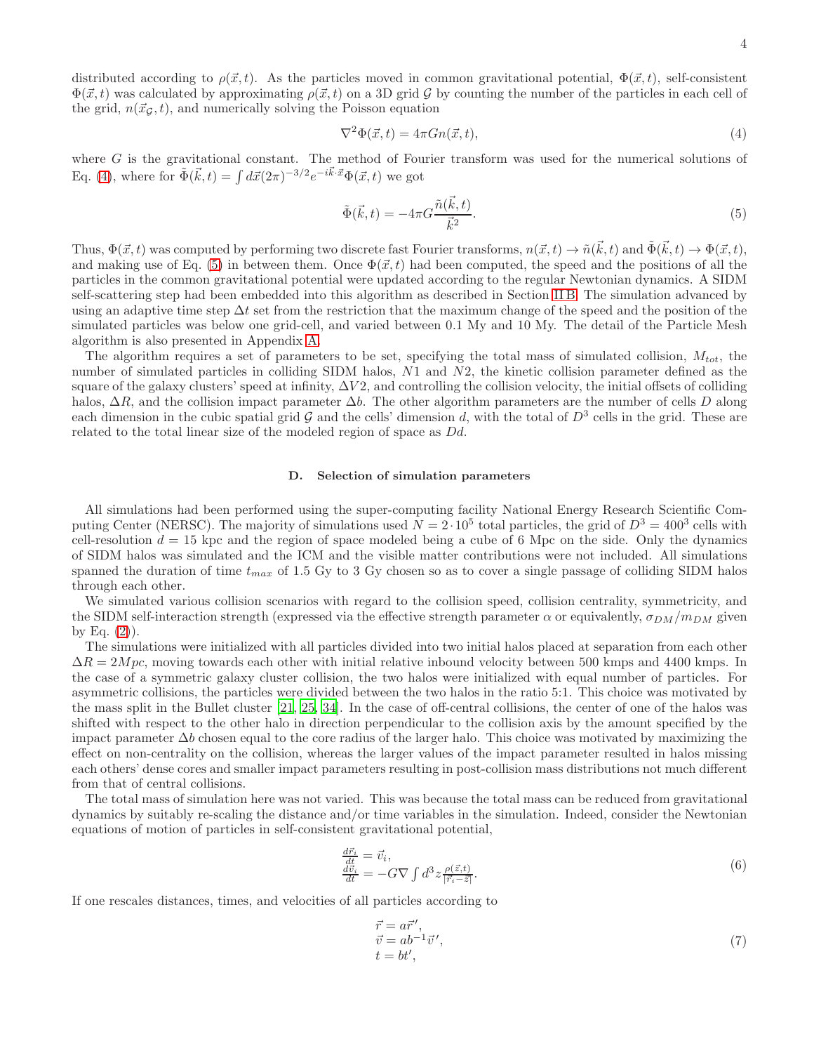distributed according to $\rho(\vec{x},t)$. As the particles moved in common gravitational potential, $\Phi(\vec{x},t)$, self-consistent $\Phi(\vec{x},t)$ was calculated by approximating $\rho(\vec{x},t)$ on a 3D grid $\mathcal{G}$ by counting the number of the particles in each cell of the grid, $n(\vec{x}_{\mathcal{G}},t)$, and numerically solving the Poisson equation

$$\nabla^2\Phi(\vec{x},t) = 4\pi G n(\vec{x},t), \tag{4}$$

where $G$ is the gravitational constant. The method of Fourier transform was used for the numerical solutions of Eq. (4), where for $\tilde{\Phi}(\vec{k},t) = \int d\vec{x}(2\pi)^{-3/2}e^{-i\vec{k}\cdot\vec{x}}\Phi(\vec{x},t)$ we got

$$\tilde{\Phi}(\vec{k},t) = -4\pi G\frac{\tilde{n}(\vec{k},t)}{\vec{k}^2}. \tag{5}$$

Thus, $\Phi(\vec{x},t)$ was computed by performing two discrete fast Fourier transforms, $n(\vec{x},t) \to \tilde{n}(\vec{k},t)$ and $\tilde{\Phi}(\vec{k},t) \to \Phi(\vec{x},t)$, and making use of Eq. (5) in between them. Once $\Phi(\vec{x},t)$ had been computed, the speed and the positions of all the particles in the common gravitational potential were updated according to the regular Newtonian dynamics. A SIDM self-scattering step had been embedded into this algorithm as described in Section II B. The simulation advanced by using an adaptive time step $\Delta t$ set from the restriction that the maximum change of the speed and the position of the simulated particles was below one grid-cell, and varied between 0.1 My and 10 My. The detail of the Particle Mesh algorithm is also presented in Appendix A.

The algorithm requires a set of parameters to be set, specifying the total mass of simulated collision, $M_{tot}$, the number of simulated particles in colliding SIDM halos, $N1$ and $N2$, the kinetic collision parameter defined as the square of the galaxy clusters' speed at infinity, $\Delta V2$, and controlling the collision velocity, the initial offsets of colliding halos, $\Delta R$, and the collision impact parameter $\Delta b$. The other algorithm parameters are the number of cells $D$ along each dimension in the cubic spatial grid $\mathcal{G}$ and the cells' dimension $d$, with the total of $D^3$ cells in the grid. These are related to the total linear size of the modeled region of space as $Dd$.

### D. Selection of simulation parameters

All simulations had been performed using the super-computing facility National Energy Research Scientific Computing Center (NERSC). The majority of simulations used $N = 2\cdot 10^5$ total particles, the grid of $D^3 = 400^3$ cells with cell-resolution $d = 15$ kpc and the region of space modeled being a cube of 6 Mpc on the side. Only the dynamics of SIDM halos was simulated and the ICM and the visible matter contributions were not included. All simulations spanned the duration of time $t_{max}$ of 1.5 Gy to 3 Gy chosen so as to cover a single passage of colliding SIDM halos through each other.

We simulated various collision scenarios with regard to the collision speed, collision centrality, symmetricity, and the SIDM self-interaction strength (expressed via the effective strength parameter $\alpha$ or equivalently, $\sigma_{DM}/m_{DM}$ given by Eq. (2)).

The simulations were initialized with all particles divided into two initial halos placed at separation from each other $\Delta R = 2Mpc$, moving towards each other with initial relative inbound velocity between 500 kmps and 4400 kmps. In the case of a symmetric galaxy cluster collision, the two halos were initialized with equal number of particles. For asymmetric collisions, the particles were divided between the two halos in the ratio 5:1. This choice was motivated by the mass split in the Bullet cluster [21, 25, 34]. In the case of off-central collisions, the center of one of the halos was shifted with respect to the other halo in direction perpendicular to the collision axis by the amount specified by the impact parameter $\Delta b$ chosen equal to the core radius of the larger halo. This choice was motivated by maximizing the effect on non-centrality on the collision, whereas the larger values of the impact parameter resulted in halos missing each others' dense cores and smaller impact parameters resulting in post-collision mass distributions not much different from that of central collisions.

The total mass of simulation here was not varied. This was because the total mass can be reduced from gravitational dynamics by suitably re-scaling the distance and/or time variables in the simulation. Indeed, consider the Newtonian equations of motion of particles in self-consistent gravitational potential,

$$\begin{aligned}\frac{d\vec{r}_i}{dt} &= \vec{v}_i,\\ \frac{d\vec{v}_i}{dt} &= -G\nabla\int d^3z\frac{\rho(\vec{z},t)}{|\vec{r}_i-\vec{z}|}.\end{aligned} \tag{6}$$

If one rescales distances, times, and velocities of all particles according to

$$\begin{aligned}\vec{r} &= a\vec{r}\,',\\ \vec{v} &= ab^{-1}\vec{v}\,',\\ t &= bt',\end{aligned} \tag{7}$$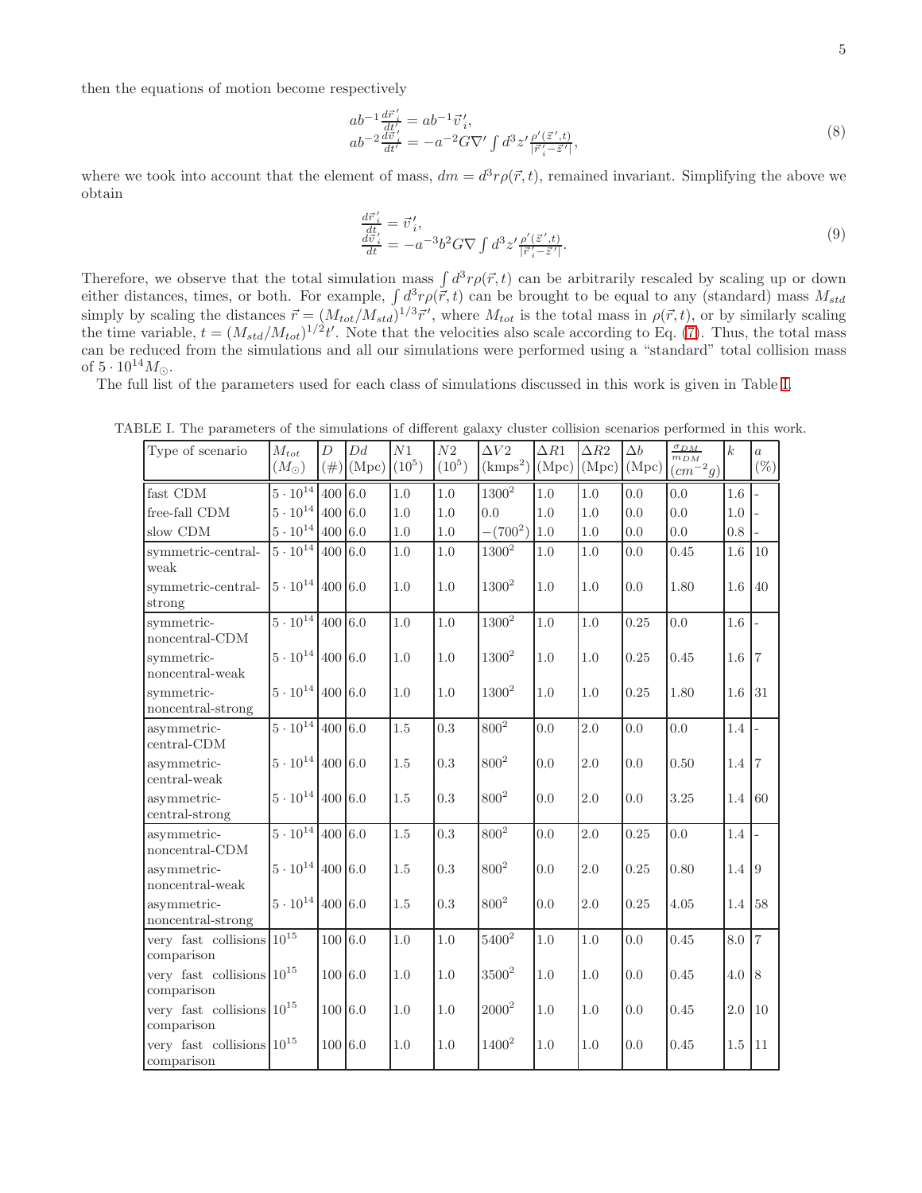then the equations of motion become respectively

$$
\begin{aligned}
ab^{-1}\frac{d\vec{r}'_i}{dt'} &= ab^{-1}\vec{v}'_i, \\
ab^{-2}\frac{d\vec{v}'_i}{dt'} &= -a^{-2}G\nabla' \int d^3z' \frac{\rho'(\vec{z}',t)}{|\vec{r}'_i - \vec{z}'|},
\end{aligned}
\tag{8}
$$

where we took into account that the element of mass, $dm = d^3r\rho(\vec{r},t)$, remained invariant. Simplifying the above we obtain

$$
\begin{aligned}
\frac{d\vec{r}'_i}{dt} &= \vec{v}'_i, \\
\frac{d\vec{v}'_i}{dt} &= -a^{-3}b^2G\nabla \int d^3z' \frac{\rho'(\vec{z}',t)}{|\vec{r}'_i - \vec{z}'|}.
\end{aligned}
\tag{9}
$$

Therefore, we observe that the total simulation mass $\int d^3r\rho(\vec{r},t)$ can be arbitrarily rescaled by scaling up or down either distances, times, or both. For example, $\int d^3r\rho(\vec{r},t)$ can be brought to be equal to any (standard) mass $M_{std}$ simply by scaling the distances $\vec{r} = (M_{tot}/M_{std})^{1/3}\vec{r}'$, where $M_{tot}$ is the total mass in $\rho(\vec{r},t)$, or by similarly scaling the time variable, $t = (M_{std}/M_{tot})^{1/2}t'$. Note that the velocities also scale according to Eq. (7). Thus, the total mass can be reduced from the simulations and all our simulations were performed using a "standard" total collision mass of $5 \cdot 10^{14} M_{\odot}$.

The full list of the parameters used for each class of simulations discussed in this work is given in Table I.

TABLE I. The parameters of the simulations of different galaxy cluster collision scenarios performed in this work.

| Type of scenario | $M_{tot}$ ($M_{\odot}$) | $D$ (#) | $Dd$ (Mpc) | $N1$ ($10^5$) | $N2$ ($10^5$) | $\Delta V2$ (kmps$^2$) | $\Delta R1$ (Mpc) | $\Delta R2$ (Mpc) | $\Delta b$ (Mpc) | $\frac{\sigma_{DM}}{m_{DM}}$ ($cm^{-2}g$) | $k$ | $a$ (%) |
|---|---|---|---|---|---|---|---|---|---|---|---|---|
| fast CDM | $5 \cdot 10^{14}$ | 400 | 6.0 | 1.0 | 1.0 | $1300^2$ | 1.0 | 1.0 | 0.0 | 0.0 | 1.6 | - |
| free-fall CDM | $5 \cdot 10^{14}$ | 400 | 6.0 | 1.0 | 1.0 | 0.0 | 1.0 | 1.0 | 0.0 | 0.0 | 1.0 | - |
| slow CDM | $5 \cdot 10^{14}$ | 400 | 6.0 | 1.0 | 1.0 | $-(700^2)$ | 1.0 | 1.0 | 0.0 | 0.0 | 0.8 | - |
| symmetric-central-weak | $5 \cdot 10^{14}$ | 400 | 6.0 | 1.0 | 1.0 | $1300^2$ | 1.0 | 1.0 | 0.0 | 0.45 | 1.6 | 10 |
| symmetric-central-strong | $5 \cdot 10^{14}$ | 400 | 6.0 | 1.0 | 1.0 | $1300^2$ | 1.0 | 1.0 | 0.0 | 1.80 | 1.6 | 40 |
| symmetric-noncentral-CDM | $5 \cdot 10^{14}$ | 400 | 6.0 | 1.0 | 1.0 | $1300^2$ | 1.0 | 1.0 | 0.25 | 0.0 | 1.6 | - |
| symmetric-noncentral-weak | $5 \cdot 10^{14}$ | 400 | 6.0 | 1.0 | 1.0 | $1300^2$ | 1.0 | 1.0 | 0.25 | 0.45 | 1.6 | 7 |
| symmetric-noncentral-strong | $5 \cdot 10^{14}$ | 400 | 6.0 | 1.0 | 1.0 | $1300^2$ | 1.0 | 1.0 | 0.25 | 1.80 | 1.6 | 31 |
| asymmetric-central-CDM | $5 \cdot 10^{14}$ | 400 | 6.0 | 1.5 | 0.3 | $800^2$ | 0.0 | 2.0 | 0.0 | 0.0 | 1.4 | - |
| asymmetric-central-weak | $5 \cdot 10^{14}$ | 400 | 6.0 | 1.5 | 0.3 | $800^2$ | 0.0 | 2.0 | 0.0 | 0.50 | 1.4 | 7 |
| asymmetric-central-strong | $5 \cdot 10^{14}$ | 400 | 6.0 | 1.5 | 0.3 | $800^2$ | 0.0 | 2.0 | 0.0 | 3.25 | 1.4 | 60 |
| asymmetric-noncentral-CDM | $5 \cdot 10^{14}$ | 400 | 6.0 | 1.5 | 0.3 | $800^2$ | 0.0 | 2.0 | 0.25 | 0.0 | 1.4 | - |
| asymmetric-noncentral-weak | $5 \cdot 10^{14}$ | 400 | 6.0 | 1.5 | 0.3 | $800^2$ | 0.0 | 2.0 | 0.25 | 0.80 | 1.4 | 9 |
| asymmetric-noncentral-strong | $5 \cdot 10^{14}$ | 400 | 6.0 | 1.5 | 0.3 | $800^2$ | 0.0 | 2.0 | 0.25 | 4.05 | 1.4 | 58 |
| very fast collisions comparison | $10^{15}$ | 100 | 6.0 | 1.0 | 1.0 | $5400^2$ | 1.0 | 1.0 | 0.0 | 0.45 | 8.0 | 7 |
| very fast collisions comparison | $10^{15}$ | 100 | 6.0 | 1.0 | 1.0 | $3500^2$ | 1.0 | 1.0 | 0.0 | 0.45 | 4.0 | 8 |
| very fast collisions comparison | $10^{15}$ | 100 | 6.0 | 1.0 | 1.0 | $2000^2$ | 1.0 | 1.0 | 0.0 | 0.45 | 2.0 | 10 |
| very fast collisions comparison | $10^{15}$ | 100 | 6.0 | 1.0 | 1.0 | $1400^2$ | 1.0 | 1.0 | 0.0 | 0.45 | 1.5 | 11 |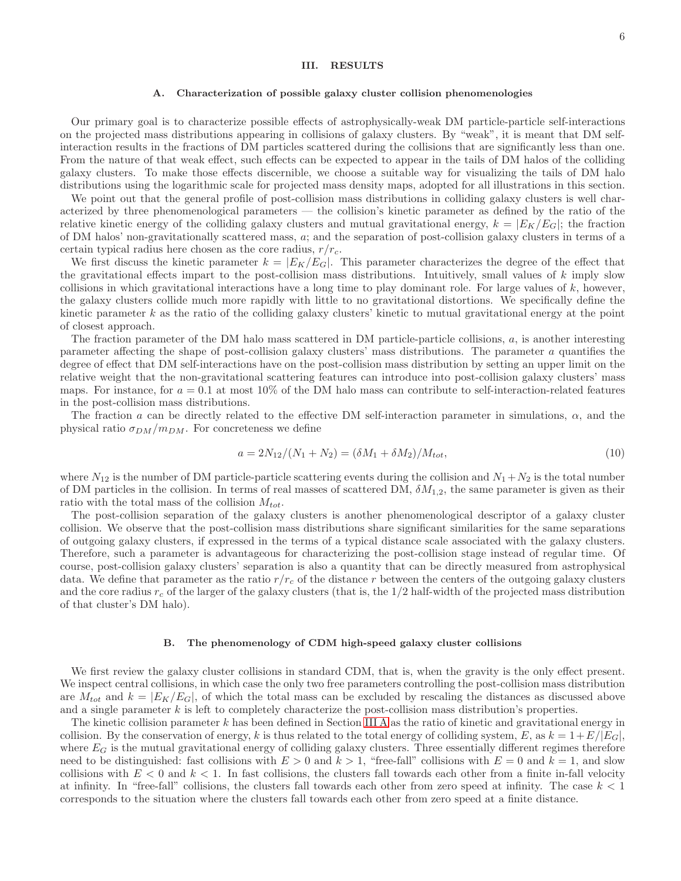## III. RESULTS

### A. Characterization of possible galaxy cluster collision phenomenologies

Our primary goal is to characterize possible effects of astrophysically-weak DM particle-particle self-interactions on the projected mass distributions appearing in collisions of galaxy clusters. By "weak", it is meant that DM self-interaction results in the fractions of DM particles scattered during the collisions that are significantly less than one. From the nature of that weak effect, such effects can be expected to appear in the tails of DM halos of the colliding galaxy clusters. To make those effects discernible, we choose a suitable way for visualizing the tails of DM halo distributions using the logarithmic scale for projected mass density maps, adopted for all illustrations in this section.

We point out that the general profile of post-collision mass distributions in colliding galaxy clusters is well characterized by three phenomenological parameters — the collision's kinetic parameter as defined by the ratio of the relative kinetic energy of the colliding galaxy clusters and mutual gravitational energy, $k = |E_K/E_G|$; the fraction of DM halos' non-gravitationally scattered mass, $a$; and the separation of post-collision galaxy clusters in terms of a certain typical radius here chosen as the core radius, $r/r_c$.

We first discuss the kinetic parameter $k = |E_K/E_G|$. This parameter characterizes the degree of the effect that the gravitational effects impart to the post-collision mass distributions. Intuitively, small values of $k$ imply slow collisions in which gravitational interactions have a long time to play dominant role. For large values of $k$, however, the galaxy clusters collide much more rapidly with little to no gravitational distortions. We specifically define the kinetic parameter $k$ as the ratio of the colliding galaxy clusters' kinetic to mutual gravitational energy at the point of closest approach.

The fraction parameter of the DM halo mass scattered in DM particle-particle collisions, $a$, is another interesting parameter affecting the shape of post-collision galaxy clusters' mass distributions. The parameter $a$ quantifies the degree of effect that DM self-interactions have on the post-collision mass distribution by setting an upper limit on the relative weight that the non-gravitational scattering features can introduce into post-collision galaxy clusters' mass maps. For instance, for $a = 0.1$ at most 10% of the DM halo mass can contribute to self-interaction-related features in the post-collision mass distributions.

The fraction $a$ can be directly related to the effective DM self-interaction parameter in simulations, $\alpha$, and the physical ratio $\sigma_{DM}/m_{DM}$. For concreteness we define

$$a = 2N_{12}/(N_1 + N_2) = (\delta M_1 + \delta M_2)/M_{tot}, \tag{10}$$

where $N_{12}$ is the number of DM particle-particle scattering events during the collision and $N_1 + N_2$ is the total number of DM particles in the collision. In terms of real masses of scattered DM, $\delta M_{1,2}$, the same parameter is given as their ratio with the total mass of the collision $M_{tot}$.

The post-collision separation of the galaxy clusters is another phenomenological descriptor of a galaxy cluster collision. We observe that the post-collision mass distributions share significant similarities for the same separations of outgoing galaxy clusters, if expressed in the terms of a typical distance scale associated with the galaxy clusters. Therefore, such a parameter is advantageous for characterizing the post-collision stage instead of regular time. Of course, post-collision galaxy clusters' separation is also a quantity that can be directly measured from astrophysical data. We define that parameter as the ratio $r/r_c$ of the distance $r$ between the centers of the outgoing galaxy clusters and the core radius $r_c$ of the larger of the galaxy clusters (that is, the 1/2 half-width of the projected mass distribution of that cluster's DM halo).

### B. The phenomenology of CDM high-speed galaxy cluster collisions

We first review the galaxy cluster collisions in standard CDM, that is, when the gravity is the only effect present. We inspect central collisions, in which case the only two free parameters controlling the post-collision mass distribution are $M_{tot}$ and $k = |E_K/E_G|$, of which the total mass can be excluded by rescaling the distances as discussed above and a single parameter $k$ is left to completely characterize the post-collision mass distribution's properties.

The kinetic collision parameter $k$ has been defined in Section III A as the ratio of kinetic and gravitational energy in collision. By the conservation of energy, $k$ is thus related to the total energy of colliding system, $E$, as $k = 1 + E/|E_G|$, where $E_G$ is the mutual gravitational energy of colliding galaxy clusters. Three essentially different regimes therefore need to be distinguished: fast collisions with $E > 0$ and $k > 1$, "free-fall" collisions with $E = 0$ and $k = 1$, and slow collisions with $E < 0$ and $k < 1$. In fast collisions, the clusters fall towards each other from a finite in-fall velocity at infinity. In "free-fall" collisions, the clusters fall towards each other from zero speed at infinity. The case $k < 1$ corresponds to the situation where the clusters fall towards each other from zero speed at a finite distance.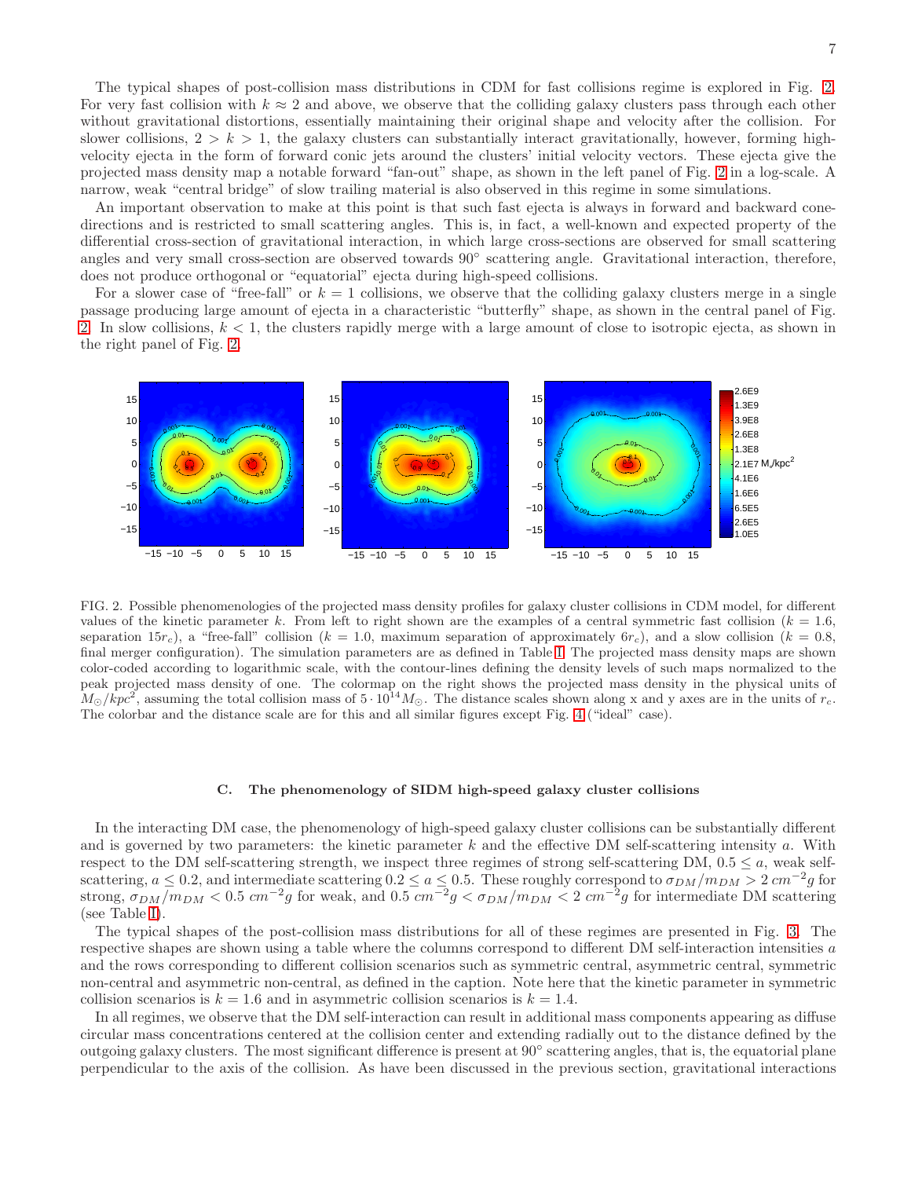The typical shapes of post-collision mass distributions in CDM for fast collisions regime is explored in Fig. 2. For very fast collision with $k \approx 2$ and above, we observe that the colliding galaxy clusters pass through each other without gravitational distortions, essentially maintaining their original shape and velocity after the collision. For slower collisions, $2 > k > 1$, the galaxy clusters can substantially interact gravitationally, however, forming high-velocity ejecta in the form of forward conic jets around the clusters' initial velocity vectors. These ejecta give the projected mass density map a notable forward "fan-out" shape, as shown in the left panel of Fig. 2 in a log-scale. A narrow, weak "central bridge" of slow trailing material is also observed in this regime in some simulations.

An important observation to make at this point is that such fast ejecta is always in forward and backward cone-directions and is restricted to small scattering angles. This is, in fact, a well-known and expected property of the differential cross-section of gravitational interaction, in which large cross-sections are observed for small scattering angles and very small cross-section are observed towards $90^\circ$ scattering angle. Gravitational interaction, therefore, does not produce orthogonal or "equatorial" ejecta during high-speed collisions.

For a slower case of "free-fall" or $k = 1$ collisions, we observe that the colliding galaxy clusters merge in a single passage producing large amount of ejecta in a characteristic "butterfly" shape, as shown in the central panel of Fig. 2. In slow collisions, $k < 1$, the clusters rapidly merge with a large amount of close to isotropic ejecta, as shown in the right panel of Fig. 2.

FIG. 2. Possible phenomenologies of the projected mass density profiles for galaxy cluster collisions in CDM model, for different values of the kinetic parameter $k$. From left to right shown are the examples of a central symmetric fast collision ($k = 1.6$, separation $15r_c$), a "free-fall" collision ($k = 1.0$, maximum separation of approximately $6r_c$), and a slow collision ($k = 0.8$, final merger configuration). The simulation parameters are as defined in Table I. The projected mass density maps are shown color-coded according to logarithmic scale, with the contour-lines defining the density levels of such maps normalized to the peak projected mass density of one. The colormap on the right shows the projected mass density in the physical units of $M_\odot/kpc^2$, assuming the total collision mass of $5 \cdot 10^{14} M_\odot$. The distance scales shown along x and y axes are in the units of $r_c$. The colorbar and the distance scale are for this and all similar figures except Fig. 4 ("ideal" case).

### C. The phenomenology of SIDM high-speed galaxy cluster collisions

In the interacting DM case, the phenomenology of high-speed galaxy cluster collisions can be substantially different and is governed by two parameters: the kinetic parameter $k$ and the effective DM self-scattering intensity $a$. With respect to the DM self-scattering strength, we inspect three regimes of strong self-scattering DM, $0.5 \leq a$, weak self-scattering, $a \leq 0.2$, and intermediate scattering $0.2 \leq a \leq 0.5$. These roughly correspond to $\sigma_{DM}/m_{DM} > 2\ cm^{-2}g$ for strong, $\sigma_{DM}/m_{DM} < 0.5\ cm^{-2}g$ for weak, and $0.5\ cm^{-2}g < \sigma_{DM}/m_{DM} < 2\ cm^{-2}g$ for intermediate DM scattering (see Table I).

The typical shapes of the post-collision mass distributions for all of these regimes are presented in Fig. 3. The respective shapes are shown using a table where the columns correspond to different DM self-interaction intensities $a$ and the rows corresponding to different collision scenarios such as symmetric central, asymmetric central, symmetric non-central and asymmetric non-central, as defined in the caption. Note here that the kinetic parameter in symmetric collision scenarios is $k = 1.6$ and in asymmetric collision scenarios is $k = 1.4$.

In all regimes, we observe that the DM self-interaction can result in additional mass components appearing as diffuse circular mass concentrations centered at the collision center and extending radially out to the distance defined by the outgoing galaxy clusters. The most significant difference is present at $90^\circ$ scattering angles, that is, the equatorial plane perpendicular to the axis of the collision. As have been discussed in the previous section, gravitational interactions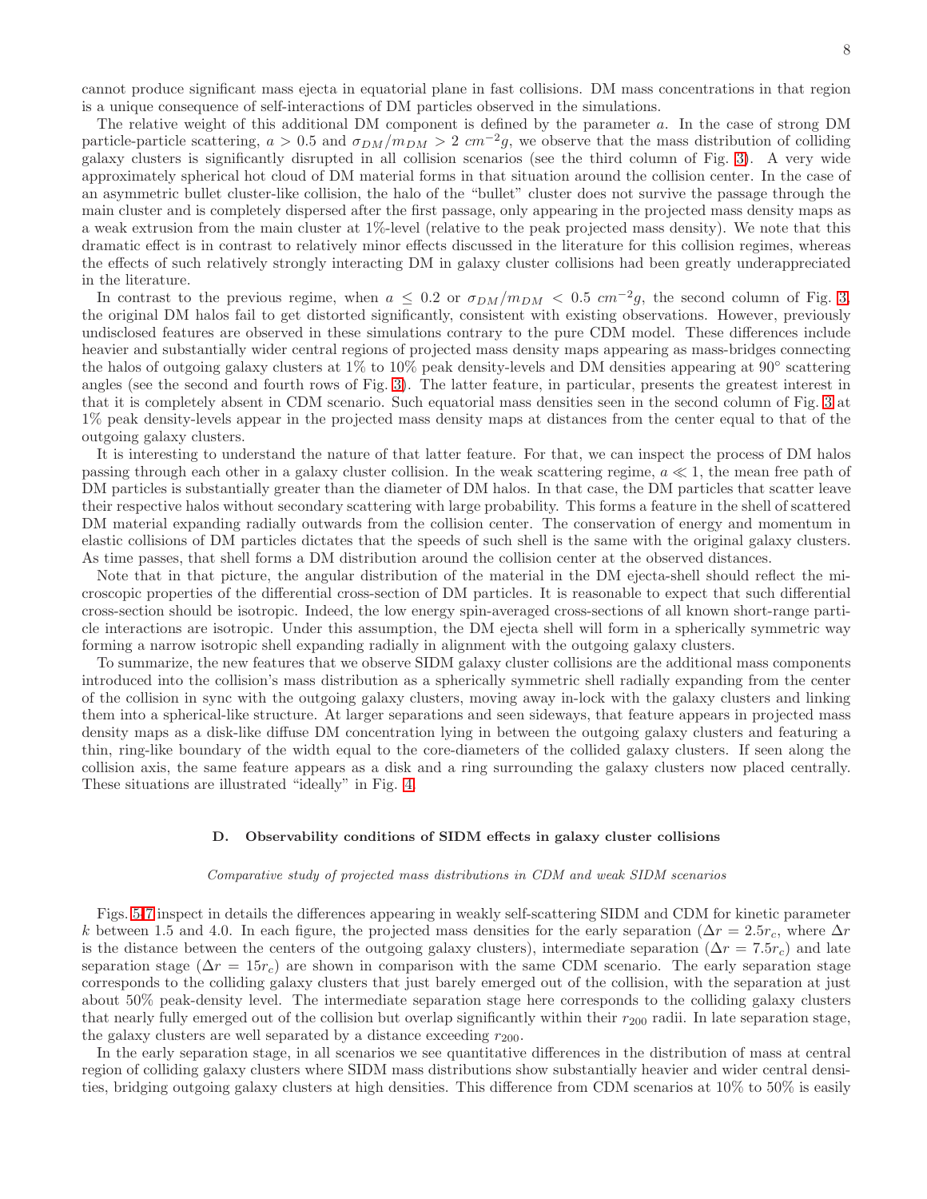cannot produce significant mass ejecta in equatorial plane in fast collisions. DM mass concentrations in that region is a unique consequence of self-interactions of DM particles observed in the simulations.

The relative weight of this additional DM component is defined by the parameter $a$. In the case of strong DM particle-particle scattering, $a > 0.5$ and $\sigma_{DM}/m_{DM} > 2\ cm^{-2}g$, we observe that the mass distribution of colliding galaxy clusters is significantly disrupted in all collision scenarios (see the third column of Fig. 3). A very wide approximately spherical hot cloud of DM material forms in that situation around the collision center. In the case of an asymmetric bullet cluster-like collision, the halo of the "bullet" cluster does not survive the passage through the main cluster and is completely dispersed after the first passage, only appearing in the projected mass density maps as a weak extrusion from the main cluster at 1%-level (relative to the peak projected mass density). We note that this dramatic effect is in contrast to relatively minor effects discussed in the literature for this collision regimes, whereas the effects of such relatively strongly interacting DM in galaxy cluster collisions had been greatly underappreciated in the literature.

In contrast to the previous regime, when $a \leq 0.2$ or $\sigma_{DM}/m_{DM} < 0.5\ cm^{-2}g$, the second column of Fig. 3, the original DM halos fail to get distorted significantly, consistent with existing observations. However, previously undisclosed features are observed in these simulations contrary to the pure CDM model. These differences include heavier and substantially wider central regions of projected mass density maps appearing as mass-bridges connecting the halos of outgoing galaxy clusters at 1% to 10% peak density-levels and DM densities appearing at 90° scattering angles (see the second and fourth rows of Fig. 3). The latter feature, in particular, presents the greatest interest in that it is completely absent in CDM scenario. Such equatorial mass densities seen in the second column of Fig. 3 at 1% peak density-levels appear in the projected mass density maps at distances from the center equal to that of the outgoing galaxy clusters.

It is interesting to understand the nature of that latter feature. For that, we can inspect the process of DM halos passing through each other in a galaxy cluster collision. In the weak scattering regime, $a \ll 1$, the mean free path of DM particles is substantially greater than the diameter of DM halos. In that case, the DM particles that scatter leave their respective halos without secondary scattering with large probability. This forms a feature in the shell of scattered DM material expanding radially outwards from the collision center. The conservation of energy and momentum in elastic collisions of DM particles dictates that the speeds of such shell is the same with the original galaxy clusters. As time passes, that shell forms a DM distribution around the collision center at the observed distances.

Note that in that picture, the angular distribution of the material in the DM ejecta-shell should reflect the microscopic properties of the differential cross-section of DM particles. It is reasonable to expect that such differential cross-section should be isotropic. Indeed, the low energy spin-averaged cross-sections of all known short-range particle interactions are isotropic. Under this assumption, the DM ejecta shell will form in a spherically symmetric way forming a narrow isotropic shell expanding radially in alignment with the outgoing galaxy clusters.

To summarize, the new features that we observe SIDM galaxy cluster collisions are the additional mass components introduced into the collision's mass distribution as a spherically symmetric shell radially expanding from the center of the collision in sync with the outgoing galaxy clusters, moving away in-lock with the galaxy clusters and linking them into a spherical-like structure. At larger separations and seen sideways, that feature appears in projected mass density maps as a disk-like diffuse DM concentration lying in between the outgoing galaxy clusters and featuring a thin, ring-like boundary of the width equal to the core-diameters of the collided galaxy clusters. If seen along the collision axis, the same feature appears as a disk and a ring surrounding the galaxy clusters now placed centrally. These situations are illustrated "ideally" in Fig. 4.

### D. Observability conditions of SIDM effects in galaxy cluster collisions

*Comparative study of projected mass distributions in CDM and weak SIDM scenarios*

Figs. 5-7 inspect in details the differences appearing in weakly self-scattering SIDM and CDM for kinetic parameter $k$ between 1.5 and 4.0. In each figure, the projected mass densities for the early separation ($\Delta r = 2.5 r_c$, where $\Delta r$ is the distance between the centers of the outgoing galaxy clusters), intermediate separation ($\Delta r = 7.5 r_c$) and late separation stage ($\Delta r = 15 r_c$) are shown in comparison with the same CDM scenario. The early separation stage corresponds to the colliding galaxy clusters that just barely emerged out of the collision, with the separation at just about 50% peak-density level. The intermediate separation stage here corresponds to the colliding galaxy clusters that nearly fully emerged out of the collision but overlap significantly within their $r_{200}$ radii. In late separation stage, the galaxy clusters are well separated by a distance exceeding $r_{200}$.

In the early separation stage, in all scenarios we see quantitative differences in the distribution of mass at central region of colliding galaxy clusters where SIDM mass distributions show substantially heavier and wider central densities, bridging outgoing galaxy clusters at high densities. This difference from CDM scenarios at 10% to 50% is easily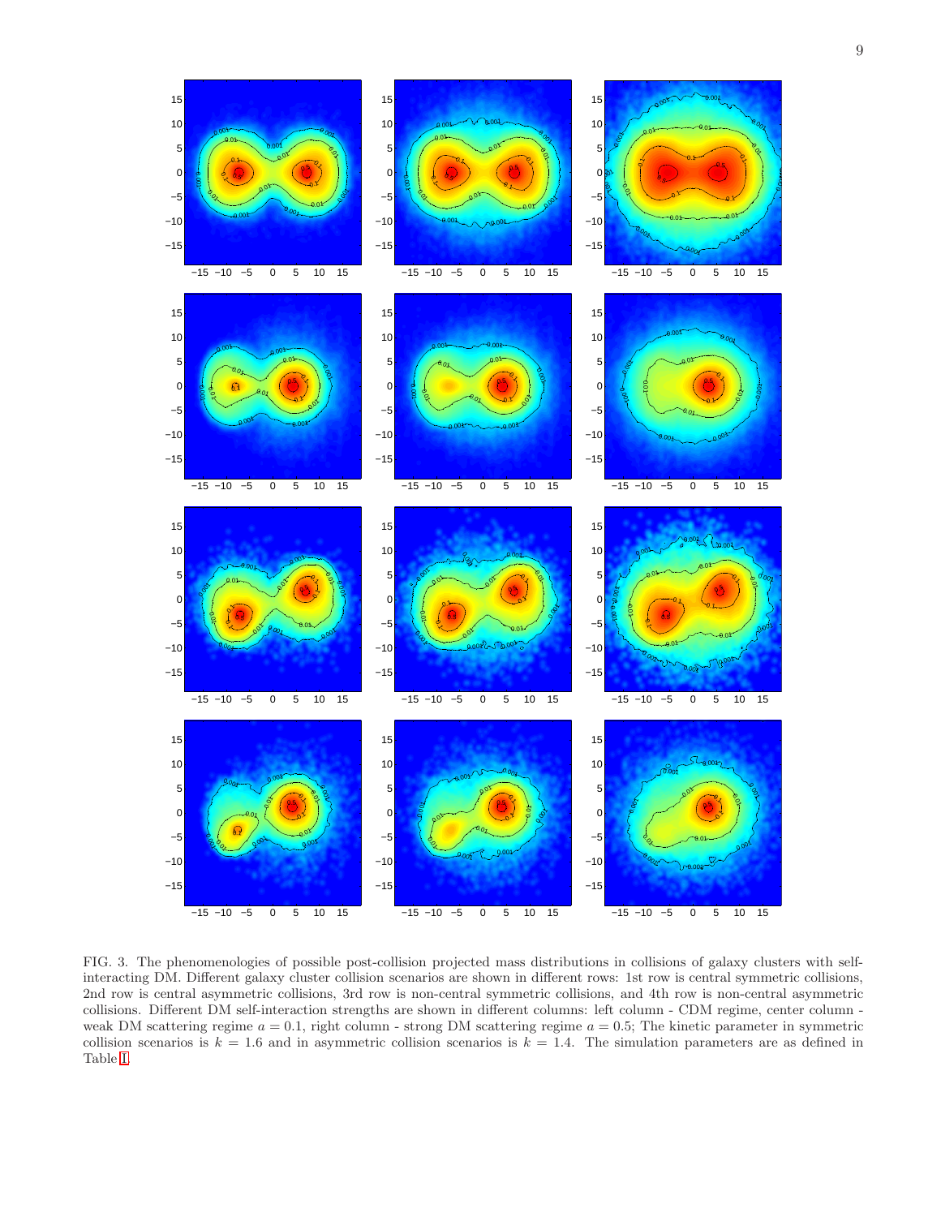FIG. 3. The phenomenologies of possible post-collision projected mass distributions in collisions of galaxy clusters with self-interacting DM. Different galaxy cluster collision scenarios are shown in different rows: 1st row is central symmetric collisions, 2nd row is central asymmetric collisions, 3rd row is non-central symmetric collisions, and 4th row is non-central asymmetric collisions. Different DM self-interaction strengths are shown in different columns: left column - CDM regime, center column - weak DM scattering regime $a = 0.1$, right column - strong DM scattering regime $a = 0.5$; The kinetic parameter in symmetric collision scenarios is $k = 1.6$ and in asymmetric collision scenarios is $k = 1.4$. The simulation parameters are as defined in Table I.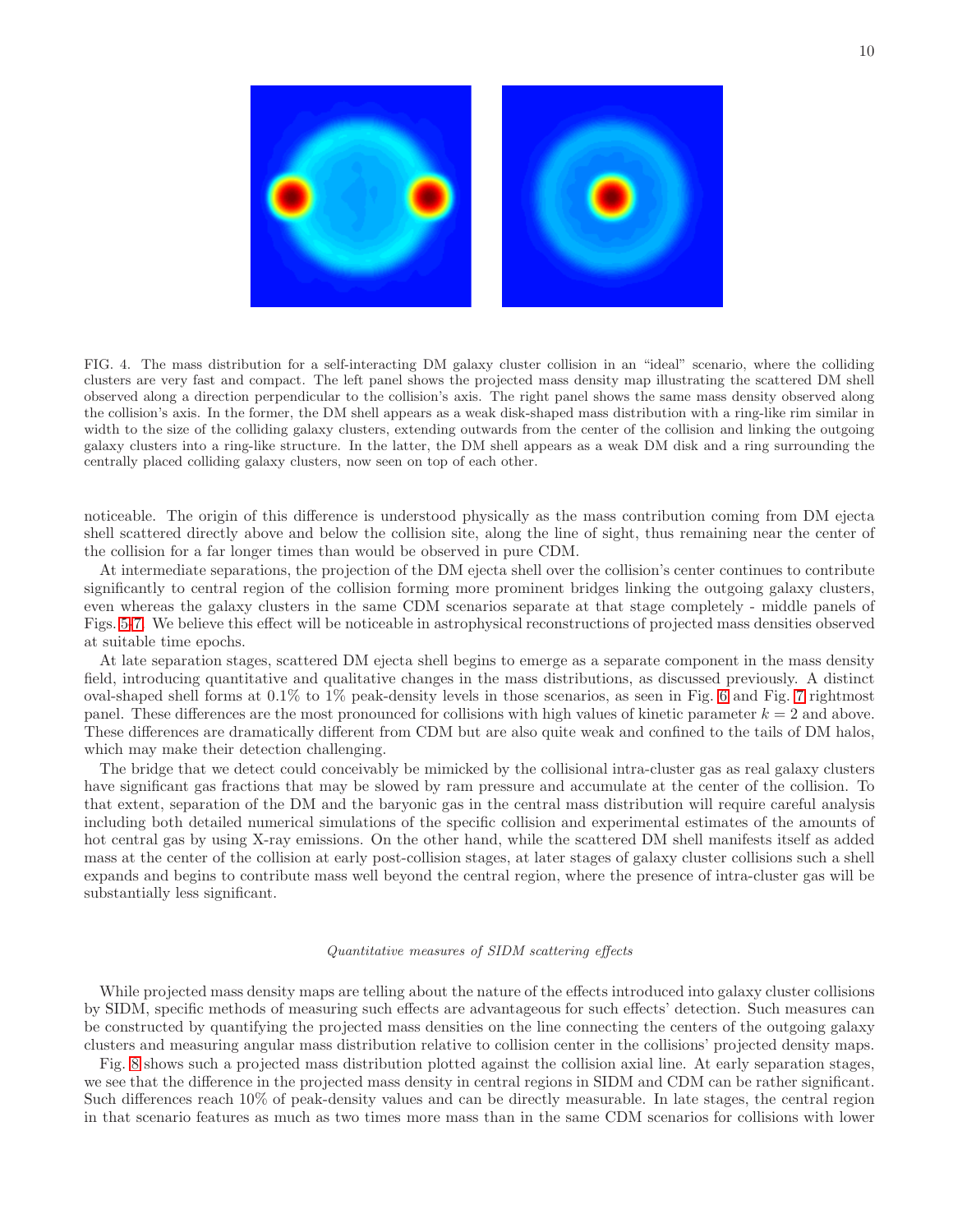FIG. 4. The mass distribution for a self-interacting DM galaxy cluster collision in an "ideal" scenario, where the colliding clusters are very fast and compact. The left panel shows the projected mass density map illustrating the scattered DM shell observed along a direction perpendicular to the collision's axis. The right panel shows the same mass density observed along the collision's axis. In the former, the DM shell appears as a weak disk-shaped mass distribution with a ring-like rim similar in width to the size of the colliding galaxy clusters, extending outwards from the center of the collision and linking the outgoing galaxy clusters into a ring-like structure. In the latter, the DM shell appears as a weak DM disk and a ring surrounding the centrally placed colliding galaxy clusters, now seen on top of each other.

noticeable. The origin of this difference is understood physically as the mass contribution coming from DM ejecta shell scattered directly above and below the collision site, along the line of sight, thus remaining near the center of the collision for a far longer times than would be observed in pure CDM.

At intermediate separations, the projection of the DM ejecta shell over the collision's center continues to contribute significantly to central region of the collision forming more prominent bridges linking the outgoing galaxy clusters, even whereas the galaxy clusters in the same CDM scenarios separate at that stage completely - middle panels of Figs. 5-7. We believe this effect will be noticeable in astrophysical reconstructions of projected mass densities observed at suitable time epochs.

At late separation stages, scattered DM ejecta shell begins to emerge as a separate component in the mass density field, introducing quantitative and qualitative changes in the mass distributions, as discussed previously. A distinct oval-shaped shell forms at 0.1% to 1% peak-density levels in those scenarios, as seen in Fig. 6 and Fig. 7 rightmost panel. These differences are the most pronounced for collisions with high values of kinetic parameter $k = 2$ and above. These differences are dramatically different from CDM but are also quite weak and confined to the tails of DM halos, which may make their detection challenging.

The bridge that we detect could conceivably be mimicked by the collisional intra-cluster gas as real galaxy clusters have significant gas fractions that may be slowed by ram pressure and accumulate at the center of the collision. To that extent, separation of the DM and the baryonic gas in the central mass distribution will require careful analysis including both detailed numerical simulations of the specific collision and experimental estimates of the amounts of hot central gas by using X-ray emissions. On the other hand, while the scattered DM shell manifests itself as added mass at the center of the collision at early post-collision stages, at later stages of galaxy cluster collisions such a shell expands and begins to contribute mass well beyond the central region, where the presence of intra-cluster gas will be substantially less significant.

### *Quantitative measures of SIDM scattering effects*

While projected mass density maps are telling about the nature of the effects introduced into galaxy cluster collisions by SIDM, specific methods of measuring such effects are advantageous for such effects' detection. Such measures can be constructed by quantifying the projected mass densities on the line connecting the centers of the outgoing galaxy clusters and measuring angular mass distribution relative to collision center in the collisions' projected density maps.

Fig. 8 shows such a projected mass distribution plotted against the collision axial line. At early separation stages, we see that the difference in the projected mass density in central regions in SIDM and CDM can be rather significant. Such differences reach 10% of peak-density values and can be directly measurable. In late stages, the central region in that scenario features as much as two times more mass than in the same CDM scenarios for collisions with lower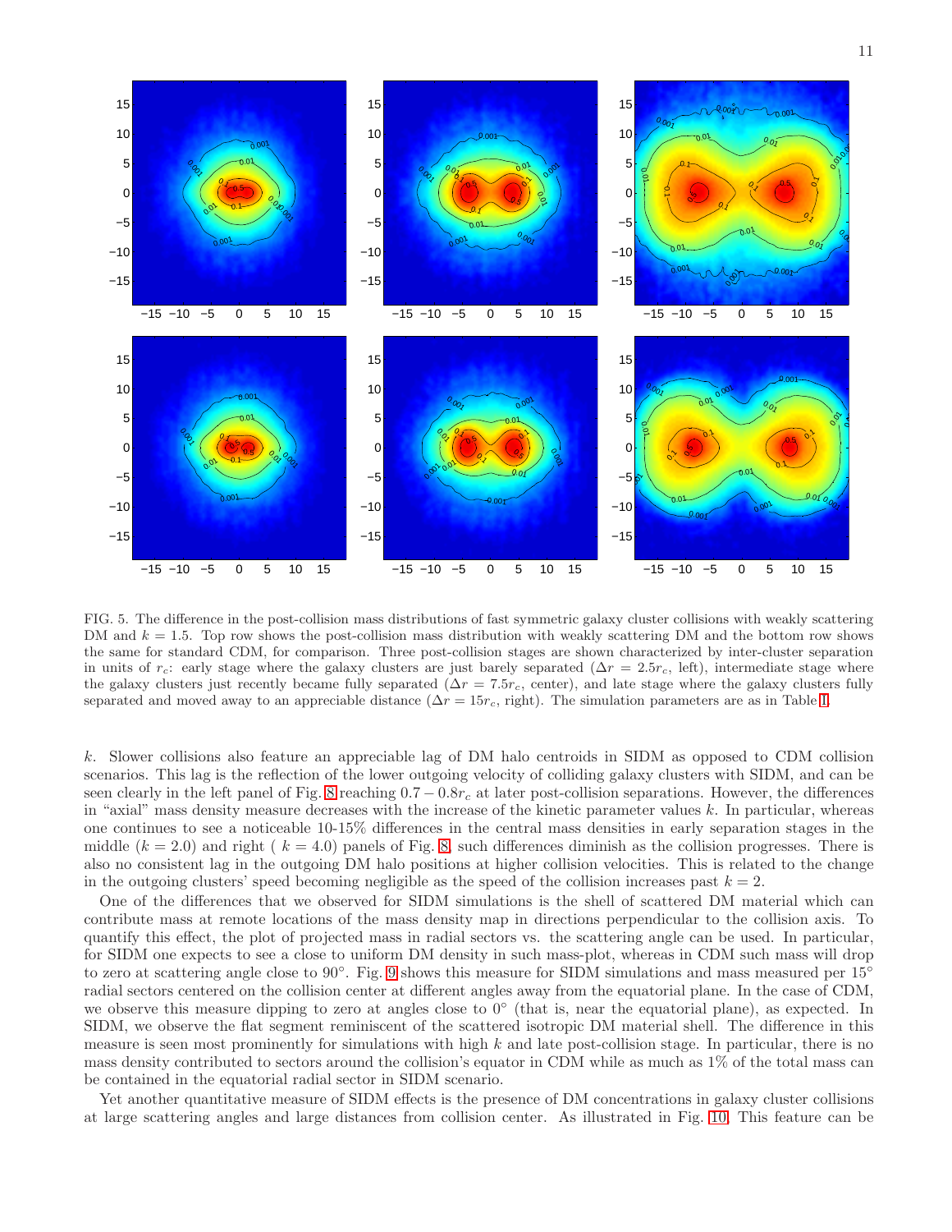FIG. 5. The difference in the post-collision mass distributions of fast symmetric galaxy cluster collisions with weakly scattering DM and $k = 1.5$. Top row shows the post-collision mass distribution with weakly scattering DM and the bottom row shows the same for standard CDM, for comparison. Three post-collision stages are shown characterized by inter-cluster separation in units of $r_c$: early stage where the galaxy clusters are just barely separated ($\Delta r = 2.5r_c$, left), intermediate stage where the galaxy clusters just recently became fully separated ($\Delta r = 7.5r_c$, center), and late stage where the galaxy clusters fully separated and moved away to an appreciable distance ($\Delta r = 15r_c$, right). The simulation parameters are as in Table I.

$k$. Slower collisions also feature an appreciable lag of DM halo centroids in SIDM as opposed to CDM collision scenarios. This lag is the reflection of the lower outgoing velocity of colliding galaxy clusters with SIDM, and can be seen clearly in the left panel of Fig. 8 reaching $0.7 - 0.8r_c$ at later post-collision separations. However, the differences in "axial" mass density measure decreases with the increase of the kinetic parameter values $k$. In particular, whereas one continues to see a noticeable 10-15% differences in the central mass densities in early separation stages in the middle ($k = 2.0$) and right ( $k = 4.0$) panels of Fig. 8, such differences diminish as the collision progresses. There is also no consistent lag in the outgoing DM halo positions at higher collision velocities. This is related to the change in the outgoing clusters' speed becoming negligible as the speed of the collision increases past $k = 2$.

One of the differences that we observed for SIDM simulations is the shell of scattered DM material which can contribute mass at remote locations of the mass density map in directions perpendicular to the collision axis. To quantify this effect, the plot of projected mass in radial sectors vs. the scattering angle can be used. In particular, for SIDM one expects to see a close to uniform DM density in such mass-plot, whereas in CDM such mass will drop to zero at scattering angle close to 90°. Fig. 9 shows this measure for SIDM simulations and mass measured per 15° radial sectors centered on the collision center at different angles away from the equatorial plane. In the case of CDM, we observe this measure dipping to zero at angles close to 0° (that is, near the equatorial plane), as expected. In SIDM, we observe the flat segment reminiscent of the scattered isotropic DM material shell. The difference in this measure is seen most prominently for simulations with high $k$ and late post-collision stage. In particular, there is no mass density contributed to sectors around the collision's equator in CDM while as much as 1% of the total mass can be contained in the equatorial radial sector in SIDM scenario.

Yet another quantitative measure of SIDM effects is the presence of DM concentrations in galaxy cluster collisions at large scattering angles and large distances from collision center. As illustrated in Fig. 10, This feature can be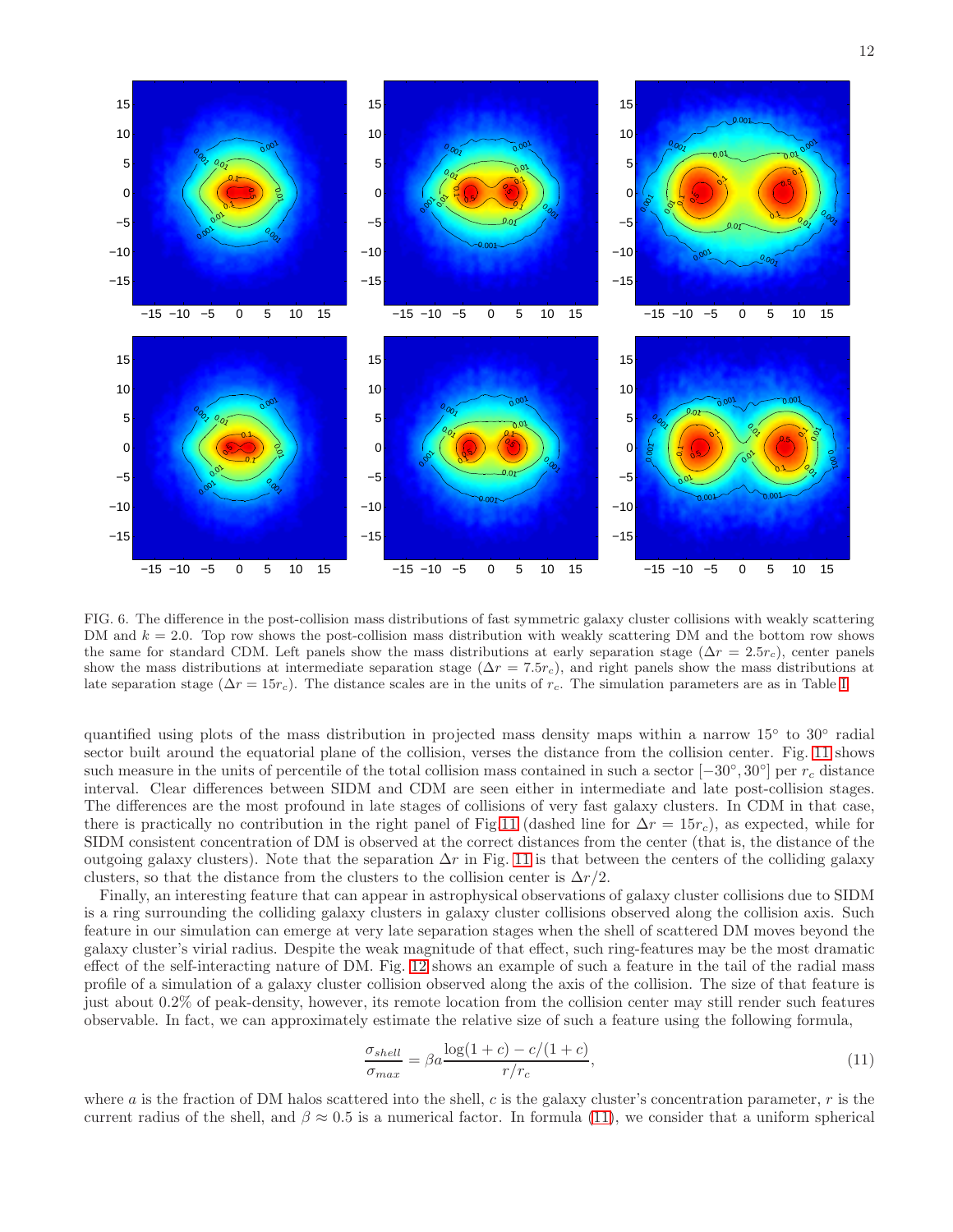FIG. 6. The difference in the post-collision mass distributions of fast symmetric galaxy cluster collisions with weakly scattering DM and $k = 2.0$. Top row shows the post-collision mass distribution with weakly scattering DM and the bottom row shows the same for standard CDM. Left panels show the mass distributions at early separation stage ($\Delta r = 2.5 r_c$), center panels show the mass distributions at intermediate separation stage ($\Delta r = 7.5 r_c$), and right panels show the mass distributions at late separation stage ($\Delta r = 15 r_c$). The distance scales are in the units of $r_c$. The simulation parameters are as in Table I.

quantified using plots of the mass distribution in projected mass density maps within a narrow 15° to 30° radial sector built around the equatorial plane of the collision, verses the distance from the collision center. Fig. 11 shows such measure in the units of percentile of the total collision mass contained in such a sector [−30°, 30°] per $r_c$ distance interval. Clear differences between SIDM and CDM are seen either in intermediate and late post-collision stages. The differences are the most profound in late stages of collisions of very fast galaxy clusters. In CDM in that case, there is practically no contribution in the right panel of Fig 11 (dashed line for $\Delta r = 15 r_c$), as expected, while for SIDM consistent concentration of DM is observed at the correct distances from the center (that is, the distance of the outgoing galaxy clusters). Note that the separation $\Delta r$ in Fig. 11 is that between the centers of the colliding galaxy clusters, so that the distance from the clusters to the collision center is $\Delta r/2$.

Finally, an interesting feature that can appear in astrophysical observations of galaxy cluster collisions due to SIDM is a ring surrounding the colliding galaxy clusters in galaxy cluster collisions observed along the collision axis. Such feature in our simulation can emerge at very late separation stages when the shell of scattered DM moves beyond the galaxy cluster's virial radius. Despite the weak magnitude of that effect, such ring-features may be the most dramatic effect of the self-interacting nature of DM. Fig. 12 shows an example of such a feature in the tail of the radial mass profile of a simulation of a galaxy cluster collision observed along the axis of the collision. The size of that feature is just about 0.2% of peak-density, however, its remote location from the collision center may still render such features observable. In fact, we can approximately estimate the relative size of such a feature using the following formula,

$$\frac{\sigma_{shell}}{\sigma_{max}} = \beta a \frac{\log(1+c) - c/(1+c)}{r/r_c}, \tag{11}$$

where $a$ is the fraction of DM halos scattered into the shell, $c$ is the galaxy cluster's concentration parameter, $r$ is the current radius of the shell, and $\beta \approx 0.5$ is a numerical factor. In formula (11), we consider that a uniform spherical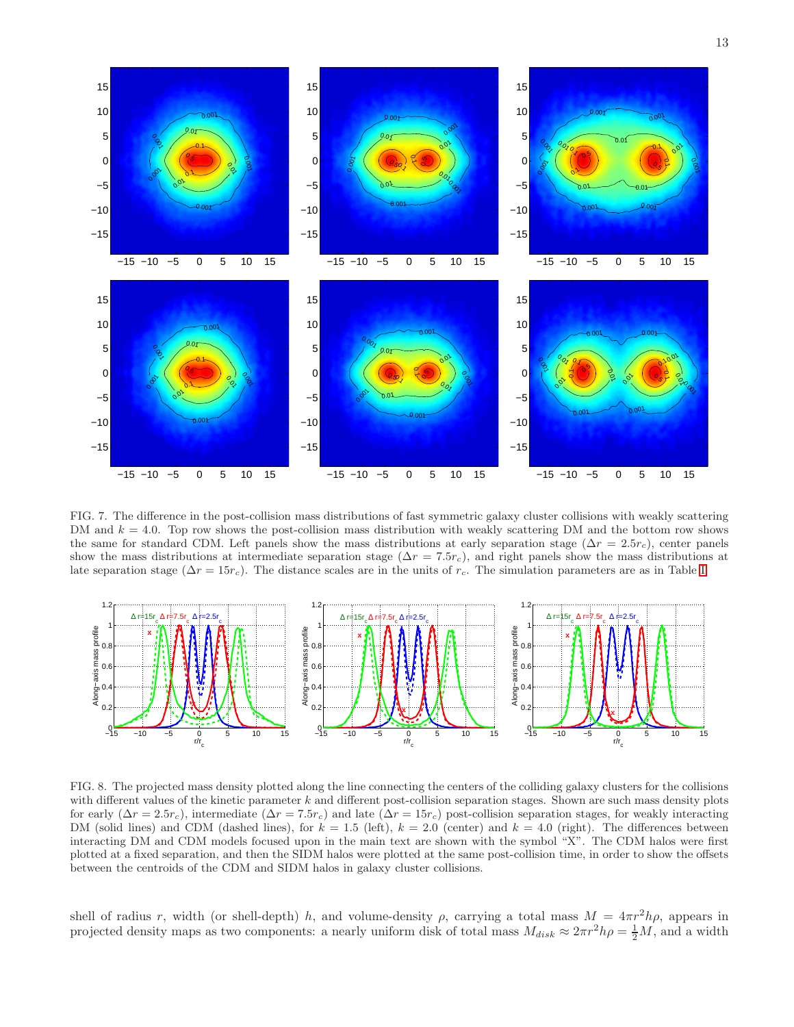FIG. 7. The difference in the post-collision mass distributions of fast symmetric galaxy cluster collisions with weakly scattering DM and $k = 4.0$. Top row shows the post-collision mass distribution with weakly scattering DM and the bottom row shows the same for standard CDM. Left panels show the mass distributions at early separation stage ($\Delta r = 2.5 r_c$), center panels show the mass distributions at intermediate separation stage ($\Delta r = 7.5 r_c$), and right panels show the mass distributions at late separation stage ($\Delta r = 15 r_c$). The distance scales are in the units of $r_c$. The simulation parameters are as in Table I.

FIG. 8. The projected mass density plotted along the line connecting the centers of the colliding galaxy clusters for the collisions with different values of the kinetic parameter $k$ and different post-collision separation stages. Shown are such mass density plots for early ($\Delta r = 2.5 r_c$), intermediate ($\Delta r = 7.5 r_c$) and late ($\Delta r = 15 r_c$) post-collision separation stages, for weakly interacting DM (solid lines) and CDM (dashed lines), for $k = 1.5$ (left), $k = 2.0$ (center) and $k = 4.0$ (right). The differences between interacting DM and CDM models focused upon in the main text are shown with the symbol "X". The CDM halos were first plotted at a fixed separation, and then the SIDM halos were plotted at the same post-collision time, in order to show the offsets between the centroids of the CDM and SIDM halos in galaxy cluster collisions.

shell of radius $r$, width (or shell-depth) $h$, and volume-density $\rho$, carrying a total mass $M = 4\pi r^2 h\rho$, appears in projected density maps as two components: a nearly uniform disk of total mass $M_{disk} \approx 2\pi r^2 h\rho = \frac{1}{2}M$, and a width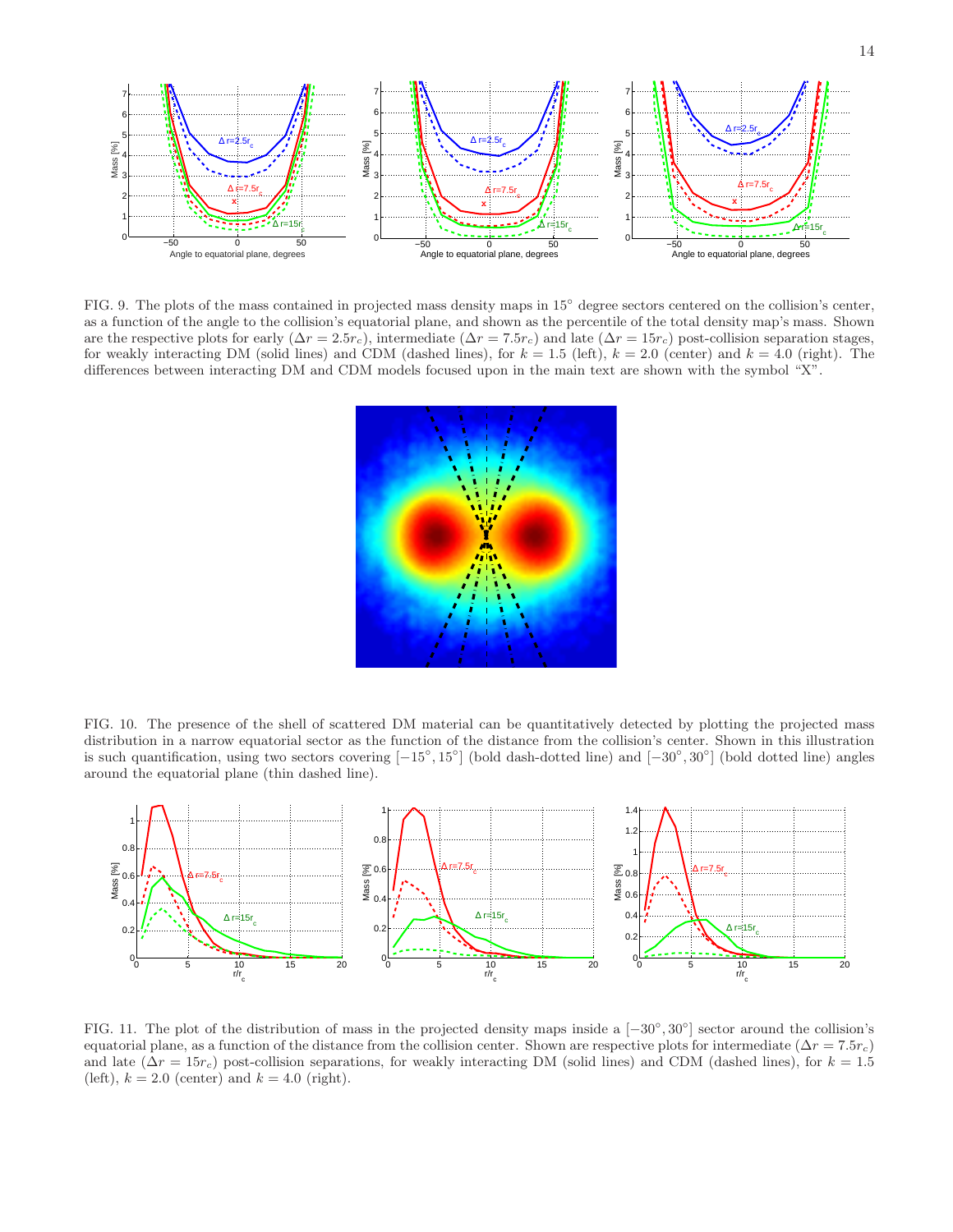FIG. 9. The plots of the mass contained in projected mass density maps in $15^\circ$ degree sectors centered on the collision's center, as a function of the angle to the collision's equatorial plane, and shown as the percentile of the total density map's mass. Shown are the respective plots for early ($\Delta r = 2.5 r_c$), intermediate ($\Delta r = 7.5 r_c$) and late ($\Delta r = 15 r_c$) post-collision separation stages, for weakly interacting DM (solid lines) and CDM (dashed lines), for $k = 1.5$ (left), $k = 2.0$ (center) and $k = 4.0$ (right). The differences between interacting DM and CDM models focused upon in the main text are shown with the symbol "X".

FIG. 10. The presence of the shell of scattered DM material can be quantitatively detected by plotting the projected mass distribution in a narrow equatorial sector as the function of the distance from the collision's center. Shown in this illustration is such quantification, using two sectors covering $[-15^\circ, 15^\circ]$ (bold dash-dotted line) and $[-30^\circ, 30^\circ]$ (bold dotted line) angles around the equatorial plane (thin dashed line).

FIG. 11. The plot of the distribution of mass in the projected density maps inside a $[-30^\circ, 30^\circ]$ sector around the collision's equatorial plane, as a function of the distance from the collision center. Shown are respective plots for intermediate ($\Delta r = 7.5 r_c$) and late ($\Delta r = 15 r_c$) post-collision separations, for weakly interacting DM (solid lines) and CDM (dashed lines), for $k = 1.5$ (left), $k = 2.0$ (center) and $k = 4.0$ (right).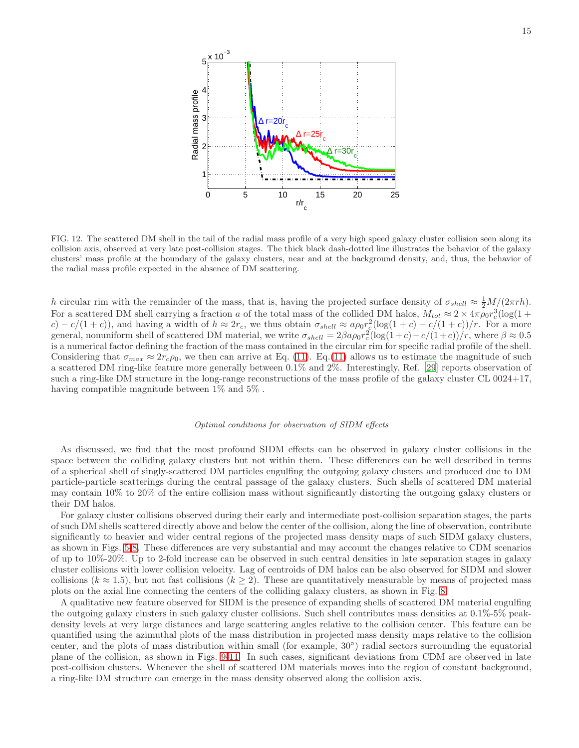FIG. 12. The scattered DM shell in the tail of the radial mass profile of a very high speed galaxy cluster collision seen along its collision axis, observed at very late post-collision stages. The thick black dash-dotted line illustrates the behavior of the galaxy clusters' mass profile at the boundary of the galaxy clusters, near and at the background density, and, thus, the behavior of the radial mass profile expected in the absence of DM scattering.

$h$ circular rim with the remainder of the mass, that is, having the projected surface density of $\sigma_{shell} \approx \frac{1}{2}M/(2\pi rh)$. For a scattered DM shell carrying a fraction $a$ of the total mass of the collided DM halos, $M_{tot} \approx 2 \times 4\pi\rho_0 r_c^3(\log(1+c) - c/(1+c))$, and having a width of $h \approx 2r_c$, we thus obtain $\sigma_{shell} \approx a\rho_0 r_c^2(\log(1+c) - c/(1+c))/r$. For a more general, nonuniform shell of scattered DM material, we write $\sigma_{shell} = 2\beta a\rho_0 r_c^2(\log(1+c) - c/(1+c))/r$, where $\beta \approx 0.5$ is a numerical factor defining the fraction of the mass contained in the circular rim for specific radial profile of the shell. Considering that $\sigma_{max} \approx 2r_c\rho_0$, we then can arrive at Eq. (11). Eq.(11) allows us to estimate the magnitude of such a scattered DM ring-like feature more generally between 0.1% and 2%. Interestingly, Ref. [29] reports observation of such a ring-like DM structure in the long-range reconstructions of the mass profile of the galaxy cluster CL 0024+17, having compatible magnitude between 1% and 5% .

*Optimal conditions for observation of SIDM effects*

As discussed, we find that the most profound SIDM effects can be observed in galaxy cluster collisions in the space between the colliding galaxy clusters but not within them. These differences can be well described in terms of a spherical shell of singly-scattered DM particles engulfing the outgoing galaxy clusters and produced due to DM particle-particle scatterings during the central passage of the galaxy clusters. Such shells of scattered DM material may contain 10% to 20% of the entire collision mass without significantly distorting the outgoing galaxy clusters or their DM halos.

For galaxy cluster collisions observed during their early and intermediate post-collision separation stages, the parts of such DM shells scattered directly above and below the center of the collision, along the line of observation, contribute significantly to heavier and wider central regions of the projected mass density maps of such SIDM galaxy clusters, as shown in Figs. 5-8. These differences are very substantial and may account the changes relative to CDM scenarios of up to 10%-20%. Up to 2-fold increase can be observed in such central densities in late separation stages in galaxy cluster collisions with lower collision velocity. Lag of centroids of DM halos can be also observed for SIDM and slower collisions ($k \approx 1.5$), but not fast collisions ($k \geq 2$). These are quantitatively measurable by means of projected mass plots on the axial line connecting the centers of the colliding galaxy clusters, as shown in Fig. 8.

A qualitative new feature observed for SIDM is the presence of expanding shells of scattered DM material engulfing the outgoing galaxy clusters in such galaxy cluster collisions. Such shell contributes mass densities at 0.1%-5% peak-density levels at very large distances and large scattering angles relative to the collision center. This feature can be quantified using the azimuthal plots of the mass distribution in projected mass density maps relative to the collision center, and the plots of mass distribution within small (for example, 30°) radial sectors surrounding the equatorial plane of the collision, as shown in Figs. 9-11. In such cases, significant deviations from CDM are observed in late post-collision clusters. Whenever the shell of scattered DM materials moves into the region of constant background, a ring-like DM structure can emerge in the mass density observed along the collision axis.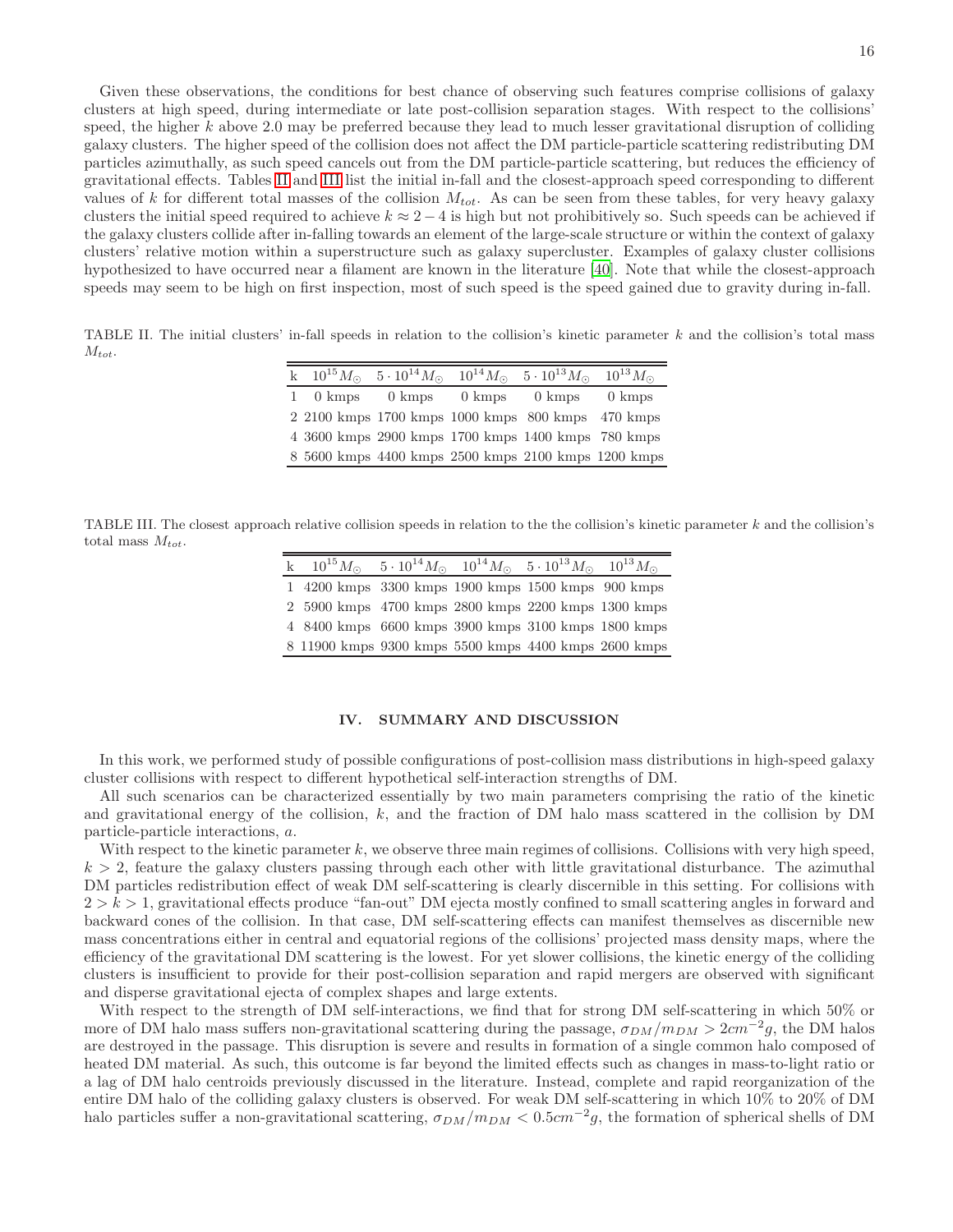Given these observations, the conditions for best chance of observing such features comprise collisions of galaxy clusters at high speed, during intermediate or late post-collision separation stages. With respect to the collisions' speed, the higher $k$ above 2.0 may be preferred because they lead to much lesser gravitational disruption of colliding galaxy clusters. The higher speed of the collision does not affect the DM particle-particle scattering redistributing DM particles azimuthally, as such speed cancels out from the DM particle-particle scattering, but reduces the efficiency of gravitational effects. Tables II and III list the initial in-fall and the closest-approach speed corresponding to different values of $k$ for different total masses of the collision $M_{tot}$. As can be seen from these tables, for very heavy galaxy clusters the initial speed required to achieve $k \approx 2-4$ is high but not prohibitively so. Such speeds can be achieved if the galaxy clusters collide after in-falling towards an element of the large-scale structure or within the context of galaxy clusters' relative motion within a superstructure such as galaxy supercluster. Examples of galaxy cluster collisions hypothesized to have occurred near a filament are known in the literature [40]. Note that while the closest-approach speeds may seem to be high on first inspection, most of such speed is the speed gained due to gravity during in-fall.

TABLE II. The initial clusters' in-fall speeds in relation to the collision's kinetic parameter $k$ and the collision's total mass $M_{tot}$.

| k | $10^{15}M_{\odot}$ | $5 \cdot 10^{14}M_{\odot}$ | $10^{14}M_{\odot}$ | $5 \cdot 10^{13}M_{\odot}$ | $10^{13}M_{\odot}$ |
|---|---|---|---|---|---|
| 1 | 0 kmps | 0 kmps | 0 kmps | 0 kmps | 0 kmps |
| 2 | 2100 kmps | 1700 kmps | 1000 kmps | 800 kmps | 470 kmps |
| 4 | 3600 kmps | 2900 kmps | 1700 kmps | 1400 kmps | 780 kmps |
| 8 | 5600 kmps | 4400 kmps | 2500 kmps | 2100 kmps | 1200 kmps |

TABLE III. The closest approach relative collision speeds in relation to the the collision's kinetic parameter $k$ and the collision's total mass $M_{tot}$.

| k | $10^{15}M_{\odot}$ | $5 \cdot 10^{14}M_{\odot}$ | $10^{14}M_{\odot}$ | $5 \cdot 10^{13}M_{\odot}$ | $10^{13}M_{\odot}$ |
|---|---|---|---|---|---|
| 1 | 4200 kmps | 3300 kmps | 1900 kmps | 1500 kmps | 900 kmps |
| 2 | 5900 kmps | 4700 kmps | 2800 kmps | 2200 kmps | 1300 kmps |
| 4 | 8400 kmps | 6600 kmps | 3900 kmps | 3100 kmps | 1800 kmps |
| 8 | 11900 kmps | 9300 kmps | 5500 kmps | 4400 kmps | 2600 kmps |

## IV. SUMMARY AND DISCUSSION

In this work, we performed study of possible configurations of post-collision mass distributions in high-speed galaxy cluster collisions with respect to different hypothetical self-interaction strengths of DM.

All such scenarios can be characterized essentially by two main parameters comprising the ratio of the kinetic and gravitational energy of the collision, $k$, and the fraction of DM halo mass scattered in the collision by DM particle-particle interactions, $a$.

With respect to the kinetic parameter $k$, we observe three main regimes of collisions. Collisions with very high speed, $k > 2$, feature the galaxy clusters passing through each other with little gravitational disturbance. The azimuthal DM particles redistribution effect of weak DM self-scattering is clearly discernible in this setting. For collisions with $2 > k > 1$, gravitational effects produce "fan-out" DM ejecta mostly confined to small scattering angles in forward and backward cones of the collision. In that case, DM self-scattering effects can manifest themselves as discernible new mass concentrations either in central and equatorial regions of the collisions' projected mass density maps, where the efficiency of the gravitational DM scattering is the lowest. For yet slower collisions, the kinetic energy of the colliding clusters is insufficient to provide for their post-collision separation and rapid mergers are observed with significant and disperse gravitational ejecta of complex shapes and large extents.

With respect to the strength of DM self-interactions, we find that for strong DM self-scattering in which 50% or more of DM halo mass suffers non-gravitational scattering during the passage, $\sigma_{DM}/m_{DM} > 2cm^{-2}g$, the DM halos are destroyed in the passage. This disruption is severe and results in formation of a single common halo composed of heated DM material. As such, this outcome is far beyond the limited effects such as changes in mass-to-light ratio or a lag of DM halo centroids previously discussed in the literature. Instead, complete and rapid reorganization of the entire DM halo of the colliding galaxy clusters is observed. For weak DM self-scattering in which 10% to 20% of DM halo particles suffer a non-gravitational scattering, $\sigma_{DM}/m_{DM} < 0.5cm^{-2}g$, the formation of spherical shells of DM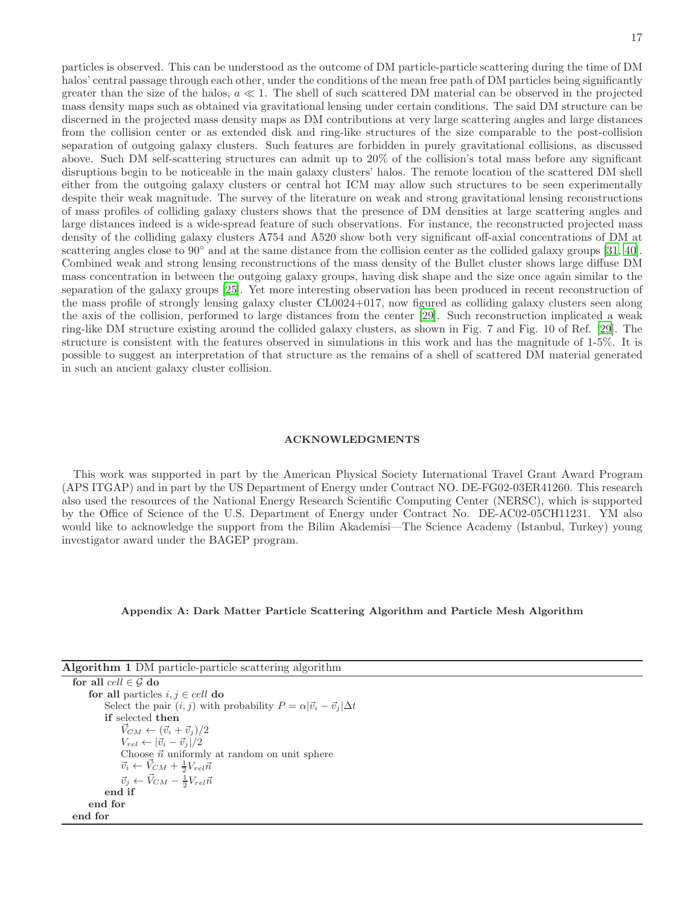particles is observed. This can be understood as the outcome of DM particle-particle scattering during the time of DM halos' central passage through each other, under the conditions of the mean free path of DM particles being significantly greater than the size of the halos, $a \ll 1$. The shell of such scattered DM material can be observed in the projected mass density maps such as obtained via gravitational lensing under certain conditions. The said DM structure can be discerned in the projected mass density maps as DM contributions at very large scattering angles and large distances from the collision center or as extended disk and ring-like structures of the size comparable to the post-collision separation of outgoing galaxy clusters. Such features are forbidden in purely gravitational collisions, as discussed above. Such DM self-scattering structures can admit up to 20% of the collision's total mass before any significant disruptions begin to be noticeable in the main galaxy clusters' halos. The remote location of the scattered DM shell either from the outgoing galaxy clusters or central hot ICM may allow such structures to be seen experimentally despite their weak magnitude. The survey of the literature on weak and strong gravitational lensing reconstructions of mass profiles of colliding galaxy clusters shows that the presence of DM densities at large scattering angles and large distances indeed is a wide-spread feature of such observations. For instance, the reconstructed projected mass density of the colliding galaxy clusters A754 and A520 show both very significant off-axial concentrations of DM at scattering angles close to 90° and at the same distance from the collision center as the collided galaxy groups [31, 40]. Combined weak and strong lensing reconstructions of the mass density of the Bullet cluster shows large diffuse DM mass concentration in between the outgoing galaxy groups, having disk shape and the size once again similar to the separation of the galaxy groups [25]. Yet more interesting observation has been produced in recent reconstruction of the mass profile of strongly lensing galaxy cluster CL0024+017, now figured as colliding galaxy clusters seen along the axis of the collision, performed to large distances from the center [29]. Such reconstruction implicated a weak ring-like DM structure existing around the collided galaxy clusters, as shown in Fig. 7 and Fig. 10 of Ref. [29]. The structure is consistent with the features observed in simulations in this work and has the magnitude of 1-5%. It is possible to suggest an interpretation of that structure as the remains of a shell of scattered DM material generated in such an ancient galaxy cluster collision.

## ACKNOWLEDGMENTS

This work was supported in part by the American Physical Society International Travel Grant Award Program (APS ITGAP) and in part by the US Department of Energy under Contract NO. DE-FG02-03ER41260. This research also used the resources of the National Energy Research Scientific Computing Center (NERSC), which is supported by the Office of Science of the U.S. Department of Energy under Contract No. DE-AC02-05CH11231. YM also would like to acknowledge the support from the Bilim Akademisi—The Science Academy (Istanbul, Turkey) young investigator award under the BAGEP program.

## Appendix A: Dark Matter Particle Scattering Algorithm and Particle Mesh Algorithm

**Algorithm 1** DM particle-particle scattering algorithm

```
for all cell ∈ G do
    for all particles i, j ∈ cell do
        Select the pair (i, j) with probability P = α|v_i − v_j|Δt
        if selected then
            V_CM ← (v_i + v_j)/2
            V_rel ← |v_i − v_j|/2
            Choose n uniformly at random on unit sphere
            v_i ← V_CM + (1/2) V_rel n
            v_j ← V_CM − (1/2) V_rel n
        end if
    end for
end for
```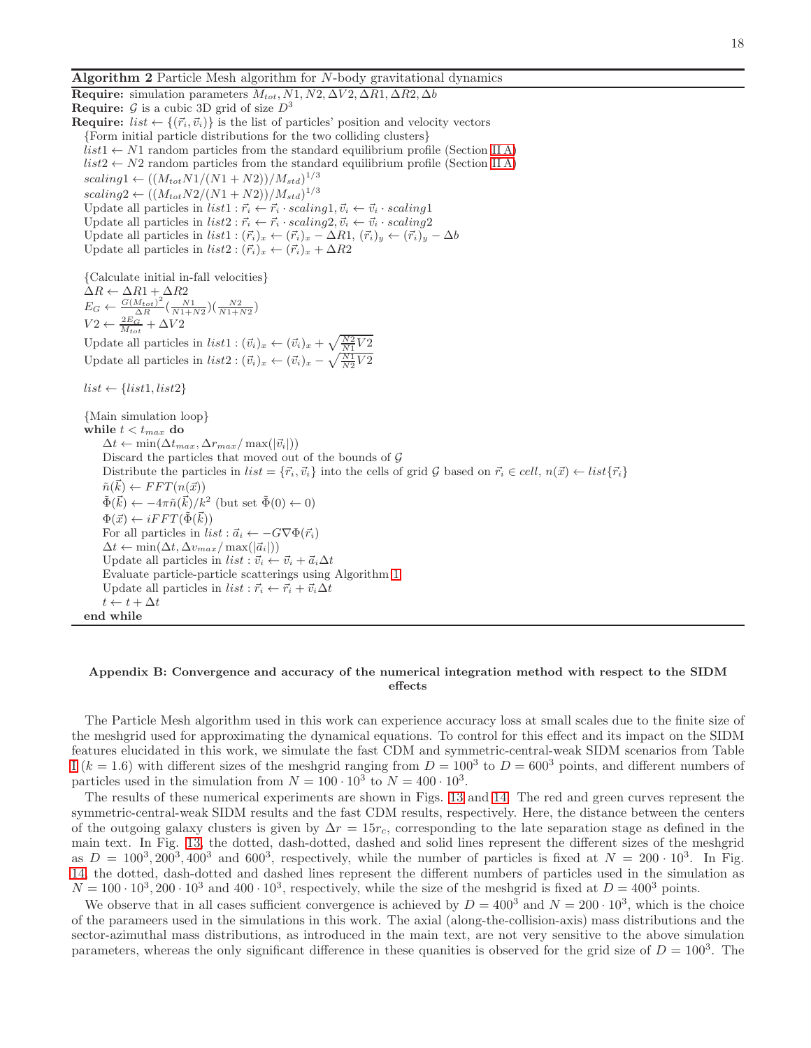**Algorithm 2** Particle Mesh algorithm for $N$-body gravitational dynamics

```
Require: simulation parameters M_tot, N1, N2, ΔV2, ΔR1, ΔR2, Δb
Require: G is a cubic 3D grid of size D^3
Require: list ← {(r_i, v_i)} is the list of particles' position and velocity vectors
  {Form initial particle distributions for the two colliding clusters}
  list1 ← N1 random particles from the standard equilibrium profile (Section II A)
  list2 ← N2 random particles from the standard equilibrium profile (Section II A)
  scaling1 ← ((M_tot N1/(N1 + N2))/M_std)^(1/3)
  scaling2 ← ((M_tot N2/(N1 + N2))/M_std)^(1/3)
  Update all particles in list1 : r_i ← r_i · scaling1, v_i ← v_i · scaling1
  Update all particles in list2 : r_i ← r_i · scaling2, v_i ← v_i · scaling2
  Update all particles in list1 : (r_i)_x ← (r_i)_x − ΔR1, (r_i)_y ← (r_i)_y − Δb
  Update all particles in list2 : (r_i)_x ← (r_i)_x + ΔR2

  {Calculate initial in-fall velocities}
  ΔR ← ΔR1 + ΔR2
  E_G ← (G (M_tot)^2 / ΔR) (N1/(N1+N2)) (N2/(N1+N2))
  V2 ← 2E_G / M_tot + ΔV2
  Update all particles in list1 : (v_i)_x ← (v_i)_x + sqrt((N2/N1) V2)
  Update all particles in list2 : (v_i)_x ← (v_i)_x − sqrt((N1/N2) V2)

  list ← {list1, list2}

  {Main simulation loop}
  while t < t_max do
    Δt ← min(Δt_max, Δr_max / max(|v_i|))
    Discard the particles that moved out of the bounds of G
    Distribute the particles in list = {r_i, v_i} into the cells of grid G based on r_i ∈ cell, n(x) ← list{r_i}
    ñ(k) ← FFT(n(x))
    Φ̃(k) ← −4π ñ(k)/k^2 (but set Φ̃(0) ← 0)
    Φ(x) ← iFFT(Φ̃(k))
    For all particles in list : a_i ← −G ∇Φ(r_i)
    Δt ← min(Δt, Δv_max / max(|a_i|))
    Update all particles in list : v_i ← v_i + a_i Δt
    Evaluate particle-particle scatterings using Algorithm 1
    Update all particles in list : r_i ← r_i + v_i Δt
    t ← t + Δt
  end while
```

## Appendix B: Convergence and accuracy of the numerical integration method with respect to the SIDM effects

The Particle Mesh algorithm used in this work can experience accuracy loss at small scales due to the finite size of the meshgrid used for approximating the dynamical equations. To control for this effect and its impact on the SIDM features elucidated in this work, we simulate the fast CDM and symmetric-central-weak SIDM scenarios from Table I ($k = 1.6$) with different sizes of the meshgrid ranging from $D = 100^3$ to $D = 600^3$ points, and different numbers of particles used in the simulation from $N = 100 \cdot 10^3$ to $N = 400 \cdot 10^3$.

The results of these numerical experiments are shown in Figs. 13 and 14. The red and green curves represent the symmetric-central-weak SIDM results and the fast CDM results, respectively. Here, the distance between the centers of the outgoing galaxy clusters is given by $\Delta r = 15 r_c$, corresponding to the late separation stage as defined in the main text. In Fig. 13, the dotted, dash-dotted, dashed and solid lines represent the different sizes of the meshgrid as $D = 100^3, 200^3, 400^3$ and $600^3$, respectively, while the number of particles is fixed at $N = 200 \cdot 10^3$. In Fig. 14, the dotted, dash-dotted and dashed lines represent the different numbers of particles used in the simulation as $N = 100 \cdot 10^3, 200 \cdot 10^3$ and $400 \cdot 10^3$, respectively, while the size of the meshgrid is fixed at $D = 400^3$ points.

We observe that in all cases sufficient convergence is achieved by $D = 400^3$ and $N = 200 \cdot 10^3$, which is the choice of the parameers used in the simulations in this work. The axial (along-the-collision-axis) mass distributions and the sector-azimuthal mass distributions, as introduced in the main text, are not very sensitive to the above simulation parameters, whereas the only significant difference in these quanities is observed for the grid size of $D = 100^3$. The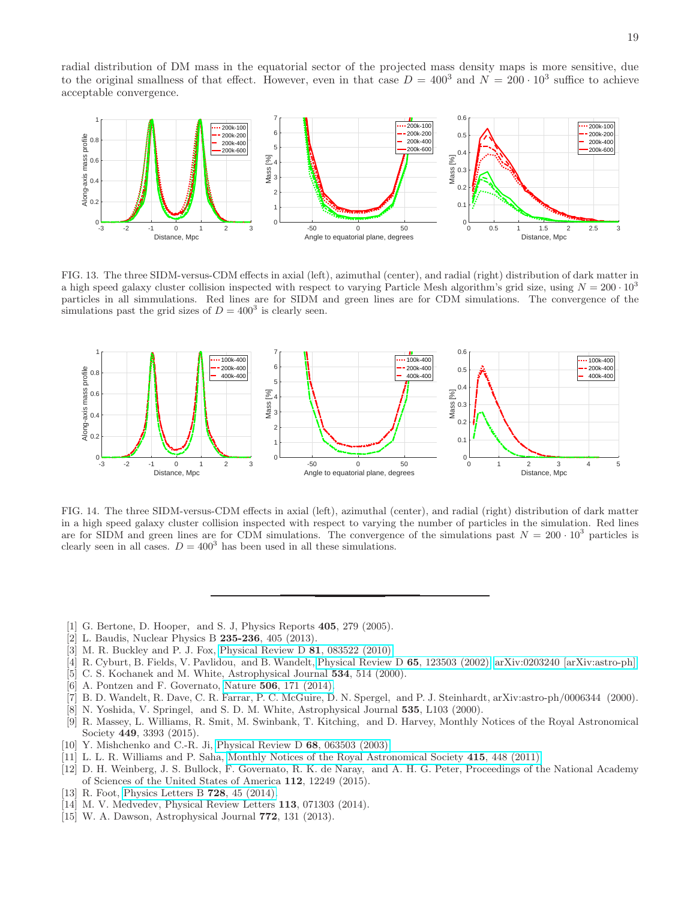radial distribution of DM mass in the equatorial sector of the projected mass density maps is more sensitive, due to the original smallness of that effect. However, even in that case $D = 400^3$ and $N = 200 \cdot 10^3$ suffice to achieve acceptable convergence.

FIG. 13. The three SIDM-versus-CDM effects in axial (left), azimuthal (center), and radial (right) distribution of dark matter in a high speed galaxy cluster collision inspected with respect to varying Particle Mesh algorithm's grid size, using $N = 200 \cdot 10^3$ particles in all simmulations. Red lines are for SIDM and green lines are for CDM simulations. The convergence of the simulations past the grid sizes of $D = 400^3$ is clearly seen.

FIG. 14. The three SIDM-versus-CDM effects in axial (left), azimuthal (center), and radial (right) distribution of dark matter in a high speed galaxy cluster collision inspected with respect to varying the number of particles in the simulation. Red lines are for SIDM and green lines are for CDM simulations. The convergence of the simulations past $N = 200 \cdot 10^3$ particles is clearly seen in all cases. $D = 400^3$ has been used in all these simulations.

---

[1] G. Bertone, D. Hooper, and S. J, Physics Reports **405**, 279 (2005).
[2] L. Baudis, Nuclear Physics B **235-236**, 405 (2013).
[3] M. R. Buckley and P. J. Fox, Physical Review D **81**, 083522 (2010).
[4] R. Cyburt, B. Fields, V. Pavlidou, and B. Wandelt, Physical Review D **65**, 123503 (2002), arXiv:0203240 [arXiv:astro-ph].
[5] C. S. Kochanek and M. White, Astrophysical Journal **534**, 514 (2000).
[6] A. Pontzen and F. Governato, Nature **506**, 171 (2014).
[7] B. D. Wandelt, R. Dave, C. R. Farrar, P. C. McGuire, D. N. Spergel, and P. J. Steinhardt, arXiv:astro-ph/0006344 (2000).
[8] N. Yoshida, V. Springel, and S. D. M. White, Astrophysical Journal **535**, L103 (2000).
[9] R. Massey, L. Williams, R. Smit, M. Swinbank, T. Kitching, and D. Harvey, Monthly Notices of the Royal Astronomical Society **449**, 3393 (2015).
[10] Y. Mishchenko and C.-R. Ji, Physical Review D **68**, 063503 (2003).
[11] L. L. R. Williams and P. Saha, Monthly Notices of the Royal Astronomical Society **415**, 448 (2011).
[12] D. H. Weinberg, J. S. Bullock, F. Governato, R. K. de Naray, and A. H. G. Peter, Proceedings of the National Academy of Sciences of the United States of America **112**, 12249 (2015).
[13] R. Foot, Physics Letters B **728**, 45 (2014).
[14] M. V. Medvedev, Physical Review Letters **113**, 071303 (2014).
[15] W. A. Dawson, Astrophysical Journal **772**, 131 (2013).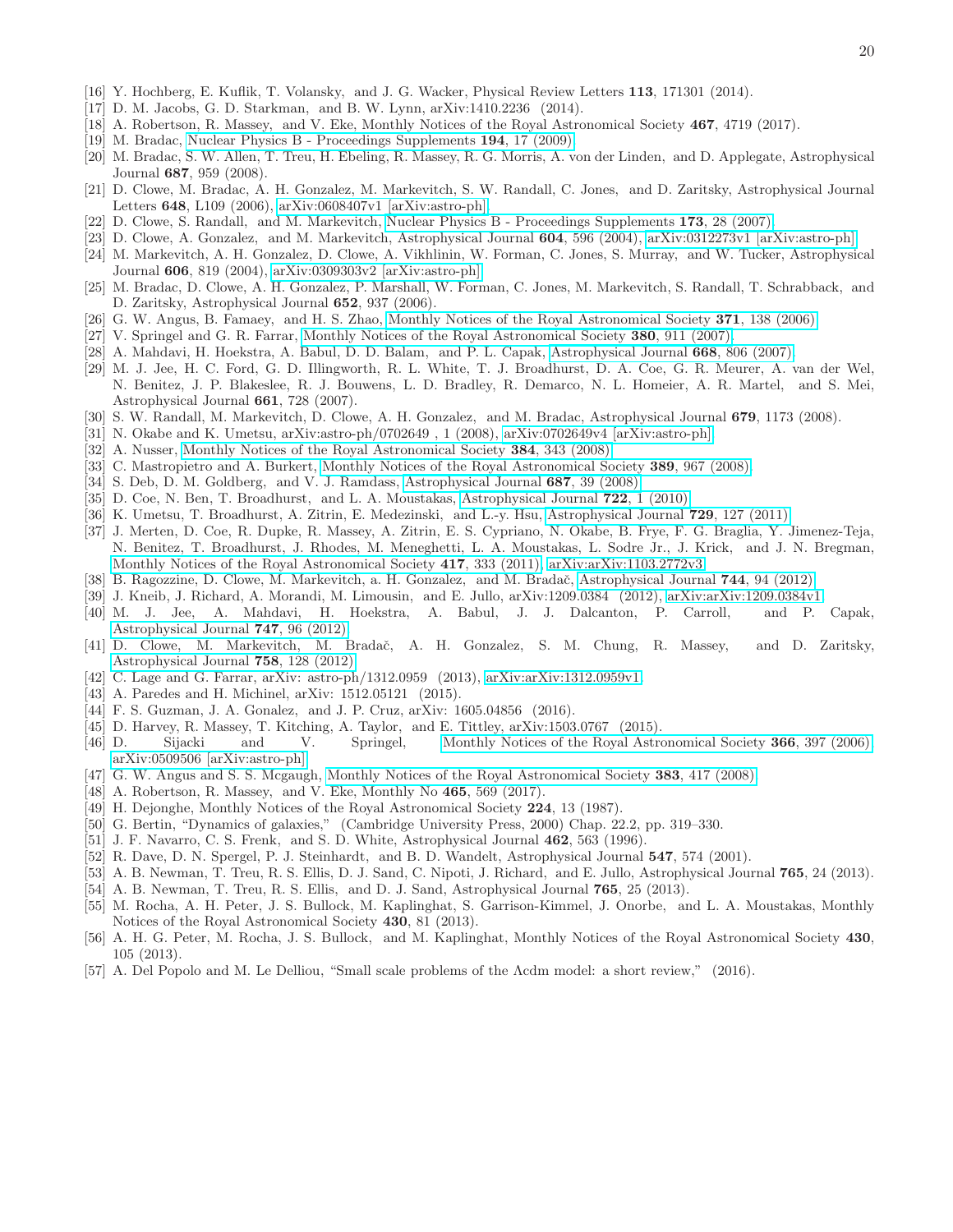[16] Y. Hochberg, E. Kuflik, T. Volansky, and J. G. Wacker, Physical Review Letters **113**, 171301 (2014).
[17] D. M. Jacobs, G. D. Starkman, and B. W. Lynn, arXiv:1410.2236 (2014).
[18] A. Robertson, R. Massey, and V. Eke, Monthly Notices of the Royal Astronomical Society **467**, 4719 (2017).
[19] M. Bradac, Nuclear Physics B - Proceedings Supplements **194**, 17 (2009).
[20] M. Bradac, S. W. Allen, T. Treu, H. Ebeling, R. Massey, R. G. Morris, A. von der Linden, and D. Applegate, Astrophysical Journal **687**, 959 (2008).
[21] D. Clowe, M. Bradac, A. H. Gonzalez, M. Markevitch, S. W. Randall, C. Jones, and D. Zaritsky, Astrophysical Journal Letters **648**, L109 (2006), arXiv:0608407v1 [arXiv:astro-ph].
[22] D. Clowe, S. Randall, and M. Markevitch, Nuclear Physics B - Proceedings Supplements **173**, 28 (2007).
[23] D. Clowe, A. Gonzalez, and M. Markevitch, Astrophysical Journal **604**, 596 (2004), arXiv:0312273v1 [arXiv:astro-ph].
[24] M. Markevitch, A. H. Gonzalez, D. Clowe, A. Vikhlinin, W. Forman, C. Jones, S. Murray, and W. Tucker, Astrophysical Journal **606**, 819 (2004), arXiv:0309303v2 [arXiv:astro-ph].
[25] M. Bradac, D. Clowe, A. H. Gonzalez, P. Marshall, W. Forman, C. Jones, M. Markevitch, S. Randall, T. Schrabback, and D. Zaritsky, Astrophysical Journal **652**, 937 (2006).
[26] G. W. Angus, B. Famaey, and H. S. Zhao, Monthly Notices of the Royal Astronomical Society **371**, 138 (2006).
[27] V. Springel and G. R. Farrar, Monthly Notices of the Royal Astronomical Society **380**, 911 (2007).
[28] A. Mahdavi, H. Hoekstra, A. Babul, D. D. Balam, and P. L. Capak, Astrophysical Journal **668**, 806 (2007).
[29] M. J. Jee, H. C. Ford, G. D. Illingworth, R. L. White, T. J. Broadhurst, D. A. Coe, G. R. Meurer, A. van der Wel, N. Benitez, J. P. Blakeslee, R. J. Bouwens, L. D. Bradley, R. Demarco, N. L. Homeier, A. R. Martel, and S. Mei, Astrophysical Journal **661**, 728 (2007).
[30] S. W. Randall, M. Markevitch, D. Clowe, A. H. Gonzalez, and M. Bradac, Astrophysical Journal **679**, 1173 (2008).
[31] N. Okabe and K. Umetsu, arXiv:astro-ph/0702649 , 1 (2008), arXiv:0702649v4 [arXiv:astro-ph].
[32] A. Nusser, Monthly Notices of the Royal Astronomical Society **384**, 343 (2008).
[33] C. Mastropietro and A. Burkert, Monthly Notices of the Royal Astronomical Society **389**, 967 (2008).
[34] S. Deb, D. M. Goldberg, and V. J. Ramdass, Astrophysical Journal **687**, 39 (2008).
[35] D. Coe, N. Ben, T. Broadhurst, and L. A. Moustakas, Astrophysical Journal **722**, 1 (2010).
[36] K. Umetsu, T. Broadhurst, A. Zitrin, E. Medezinski, and L.-y. Hsu, Astrophysical Journal **729**, 127 (2011).
[37] J. Merten, D. Coe, R. Dupke, R. Massey, A. Zitrin, E. S. Cypriano, N. Okabe, B. Frye, F. G. Braglia, Y. Jimenez-Teja, N. Benitez, T. Broadhurst, J. Rhodes, M. Meneghetti, L. A. Moustakas, L. Sodre Jr., J. Krick, and J. N. Bregman, Monthly Notices of the Royal Astronomical Society **417**, 333 (2011), arXiv:arXiv:1103.2772v3.
[38] B. Ragozzine, D. Clowe, M. Markevitch, a. H. Gonzalez, and M. Bradač, Astrophysical Journal **744**, 94 (2012).
[39] J. Kneib, J. Richard, A. Morandi, M. Limousin, and E. Jullo, arXiv:1209.0384 (2012), arXiv:arXiv:1209.0384v1.
[40] M. J. Jee, A. Mahdavi, H. Hoekstra, A. Babul, J. J. Dalcanton, P. Carroll, and P. Capak, Astrophysical Journal **747**, 96 (2012).
[41] D. Clowe, M. Markevitch, M. Bradač, A. H. Gonzalez, S. M. Chung, R. Massey, and D. Zaritsky, Astrophysical Journal **758**, 128 (2012).
[42] C. Lage and G. Farrar, arXiv: astro-ph/1312.0959 (2013), arXiv:arXiv:1312.0959v1.
[43] A. Paredes and H. Michinel, arXiv: 1512.05121 (2015).
[44] F. S. Guzman, J. A. Gonalez, and J. P. Cruz, arXiv: 1605.04856 (2016).
[45] D. Harvey, R. Massey, T. Kitching, A. Taylor, and E. Tittley, arXiv:1503.0767 (2015).
[46] D. Sijacki and V. Springel, Monthly Notices of the Royal Astronomical Society **366**, 397 (2006), arXiv:0509506 [arXiv:astro-ph].
[47] G. W. Angus and S. S. Mcgaugh, Monthly Notices of the Royal Astronomical Society **383**, 417 (2008).
[48] A. Robertson, R. Massey, and V. Eke, Monthly No **465**, 569 (2017).
[49] H. Dejonghe, Monthly Notices of the Royal Astronomical Society **224**, 13 (1987).
[50] G. Bertin, "Dynamics of galaxies," (Cambridge University Press, 2000) Chap. 22.2, pp. 319–330.
[51] J. F. Navarro, C. S. Frenk, and S. D. White, Astrophysical Journal **462**, 563 (1996).
[52] R. Dave, D. N. Spergel, P. J. Steinhardt, and B. D. Wandelt, Astrophysical Journal **547**, 574 (2001).
[53] A. B. Newman, T. Treu, R. S. Ellis, D. J. Sand, C. Nipoti, J. Richard, and E. Jullo, Astrophysical Journal **765**, 24 (2013).
[54] A. B. Newman, T. Treu, R. S. Ellis, and D. J. Sand, Astrophysical Journal **765**, 25 (2013).
[55] M. Rocha, A. H. Peter, J. S. Bullock, M. Kaplinghat, S. Garrison-Kimmel, J. Onorbe, and L. A. Moustakas, Monthly Notices of the Royal Astronomical Society **430**, 81 (2013).
[56] A. H. G. Peter, M. Rocha, J. S. Bullock, and M. Kaplinghat, Monthly Notices of the Royal Astronomical Society **430**, 105 (2013).
[57] A. Del Popolo and M. Le Delliou, "Small scale problems of the Λcdm model: a short review," (2016).